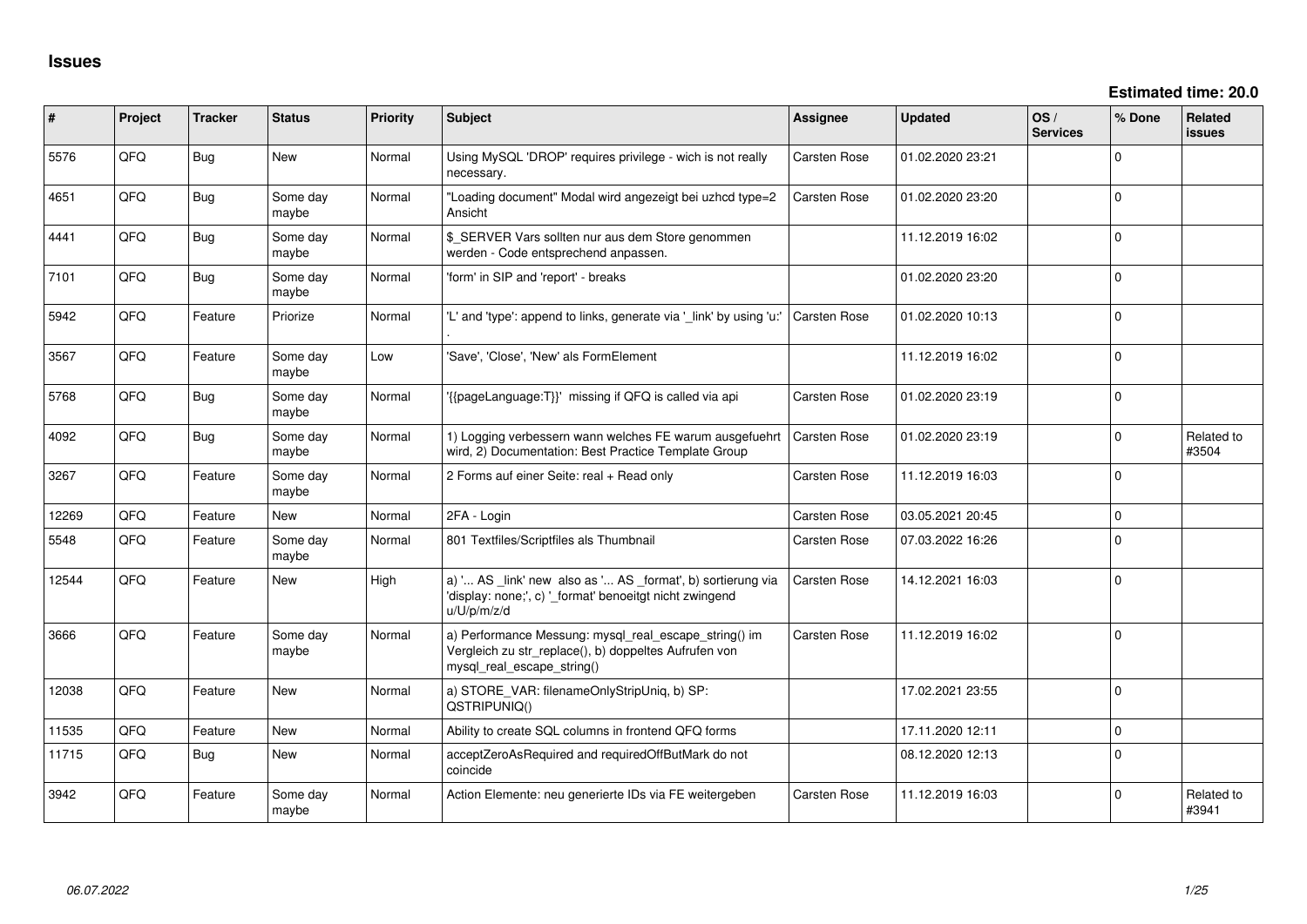# Issues

**Estimated time: 20.0**

| # | Project | Tracker | Status | Priority | Subject | Assignee | Updated | OS / Services | % Done | Related issues |
|---|---|---|---|---|---|---|---|---|---|---|
| 5576 | QFQ | Bug | New | Normal | Using MySQL 'DROP' requires privilege - wich is not really necessary. | Carsten Rose | 01.02.2020 23:21 | | 0 | |
| 4651 | QFQ | Bug | Some day maybe | Normal | "Loading document" Modal wird angezeigt bei uzhcd type=2 Ansicht | Carsten Rose | 01.02.2020 23:20 | | 0 | |
| 4441 | QFQ | Bug | Some day maybe | Normal | $_SERVER Vars sollten nur aus dem Store genommen werden - Code entsprechend anpassen. | | 11.12.2019 16:02 | | 0 | |
| 7101 | QFQ | Bug | Some day maybe | Normal | 'form' in SIP and 'report' - breaks | | 01.02.2020 23:20 | | 0 | |
| 5942 | QFQ | Feature | Priorize | Normal | 'L' and 'type': append to links, generate via '_link' by using 'u:' . | Carsten Rose | 01.02.2020 10:13 | | 0 | |
| 3567 | QFQ | Feature | Some day maybe | Low | 'Save', 'Close', 'New' als FormElement | | 11.12.2019 16:02 | | 0 | |
| 5768 | QFQ | Bug | Some day maybe | Normal | '{{pageLanguage:T}}' missing if QFQ is called via api | Carsten Rose | 01.02.2020 23:19 | | 0 | |
| 4092 | QFQ | Bug | Some day maybe | Normal | 1) Logging verbessern wann welches FE warum ausgefuehrt wird, 2) Documentation: Best Practice Template Group | Carsten Rose | 01.02.2020 23:19 | | 0 | Related to #3504 |
| 3267 | QFQ | Feature | Some day maybe | Normal | 2 Forms auf einer Seite: real + Read only | Carsten Rose | 11.12.2019 16:03 | | 0 | |
| 12269 | QFQ | Feature | New | Normal | 2FA - Login | Carsten Rose | 03.05.2021 20:45 | | 0 | |
| 5548 | QFQ | Feature | Some day maybe | Normal | 801 Textfiles/Scriptfiles als Thumbnail | Carsten Rose | 07.03.2022 16:26 | | 0 | |
| 12544 | QFQ | Feature | New | High | a) '... AS _link' new also as '... AS _format', b) sortierung via 'display: none;', c) '_format' benoeitgt nicht zwingend u/U/p/m/z/d | Carsten Rose | 14.12.2021 16:03 | | 0 | |
| 3666 | QFQ | Feature | Some day maybe | Normal | a) Performance Messung: mysql_real_escape_string() im Vergleich zu str_replace(), b) doppeltes Aufrufen von mysql_real_escape_string() | Carsten Rose | 11.12.2019 16:02 | | 0 | |
| 12038 | QFQ | Feature | New | Normal | a) STORE_VAR: filenameOnlyStripUniq, b) SP: QSTRIPUNIQ() | | 17.02.2021 23:55 | | 0 | |
| 11535 | QFQ | Feature | New | Normal | Ability to create SQL columns in frontend QFQ forms | | 17.11.2020 12:11 | | 0 | |
| 11715 | QFQ | Bug | New | Normal | acceptZeroAsRequired and requiredOffButMark do not coincide | | 08.12.2020 12:13 | | 0 | |
| 3942 | QFQ | Feature | Some day maybe | Normal | Action Elemente: neu generierte IDs via FE weitergeben | Carsten Rose | 11.12.2019 16:03 | | 0 | Related to #3941 |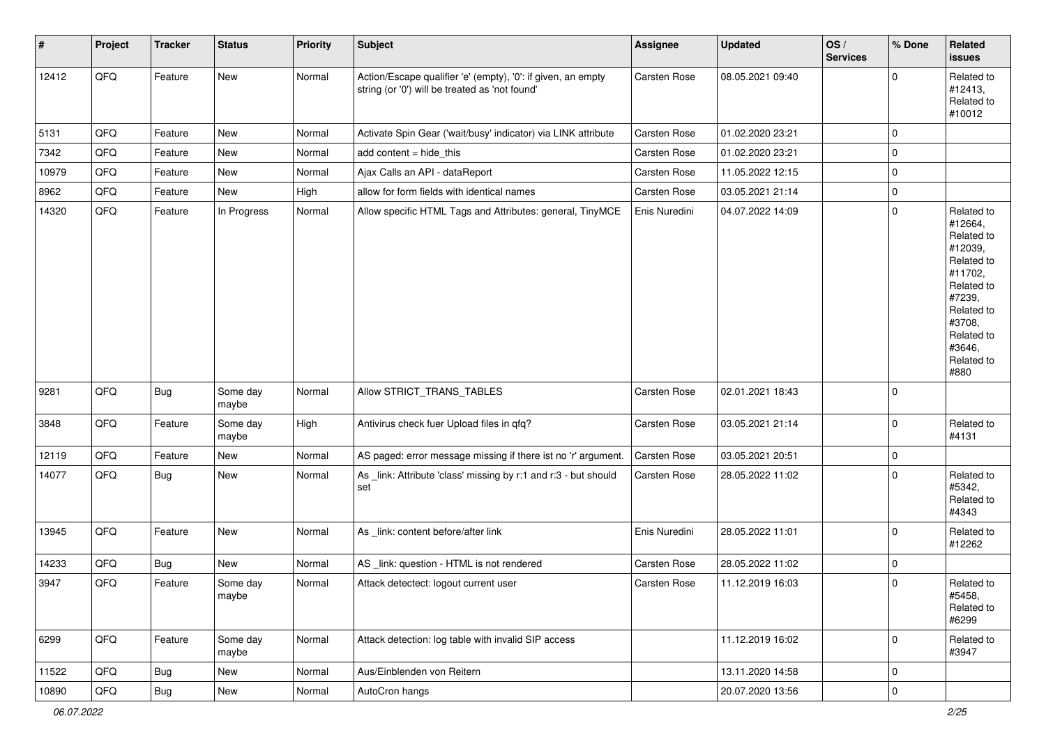| # | Project | Tracker | Status | Priority | Subject | Assignee | Updated | OS / Services | % Done | Related issues |
|---|---|---|---|---|---|---|---|---|---|---|
| 12412 | QFQ | Feature | New | Normal | Action/Escape qualifier 'e' (empty), '0': if given, an empty string (or '0') will be treated as 'not found' | Carsten Rose | 08.05.2021 09:40 | | 0 | Related to #12413, Related to #10012 |
| 5131 | QFQ | Feature | New | Normal | Activate Spin Gear ('wait/busy' indicator) via LINK attribute | Carsten Rose | 01.02.2020 23:21 | | 0 | |
| 7342 | QFQ | Feature | New | Normal | add content = hide_this | Carsten Rose | 01.02.2020 23:21 | | 0 | |
| 10979 | QFQ | Feature | New | Normal | Ajax Calls an API - dataReport | Carsten Rose | 11.05.2022 12:15 | | 0 | |
| 8962 | QFQ | Feature | New | High | allow for form fields with identical names | Carsten Rose | 03.05.2021 21:14 | | 0 | |
| 14320 | QFQ | Feature | In Progress | Normal | Allow specific HTML Tags and Attributes: general, TinyMCE | Enis Nuredini | 04.07.2022 14:09 | | 0 | Related to #12664, Related to #12039, Related to #11702, Related to #7239, Related to #3708, Related to #3646, Related to #880 |
| 9281 | QFQ | Bug | Some day maybe | Normal | Allow STRICT_TRANS_TABLES | Carsten Rose | 02.01.2021 18:43 | | 0 | |
| 3848 | QFQ | Feature | Some day maybe | High | Antivirus check fuer Upload files in qfq? | Carsten Rose | 03.05.2021 21:14 | | 0 | Related to #4131 |
| 12119 | QFQ | Feature | New | Normal | AS paged: error message missing if there ist no 'r' argument. | Carsten Rose | 03.05.2021 20:51 | | 0 | |
| 14077 | QFQ | Bug | New | Normal | As _link: Attribute 'class' missing by r:1 and r:3 - but should set | Carsten Rose | 28.05.2022 11:02 | | 0 | Related to #5342, Related to #4343 |
| 13945 | QFQ | Feature | New | Normal | As _link: content before/after link | Enis Nuredini | 28.05.2022 11:01 | | 0 | Related to #12262 |
| 14233 | QFQ | Bug | New | Normal | AS _link: question - HTML is not rendered | Carsten Rose | 28.05.2022 11:02 | | 0 | |
| 3947 | QFQ | Feature | Some day maybe | Normal | Attack detectect: logout current user | Carsten Rose | 11.12.2019 16:03 | | 0 | Related to #5458, Related to #6299 |
| 6299 | QFQ | Feature | Some day maybe | Normal | Attack detection: log table with invalid SIP access | | 11.12.2019 16:02 | | 0 | Related to #3947 |
| 11522 | QFQ | Bug | New | Normal | Aus/Einblenden von Reitern | | 13.11.2020 14:58 | | 0 | |
| 10890 | QFQ | Bug | New | Normal | AutoCron hangs | | 20.07.2020 13:56 | | 0 | |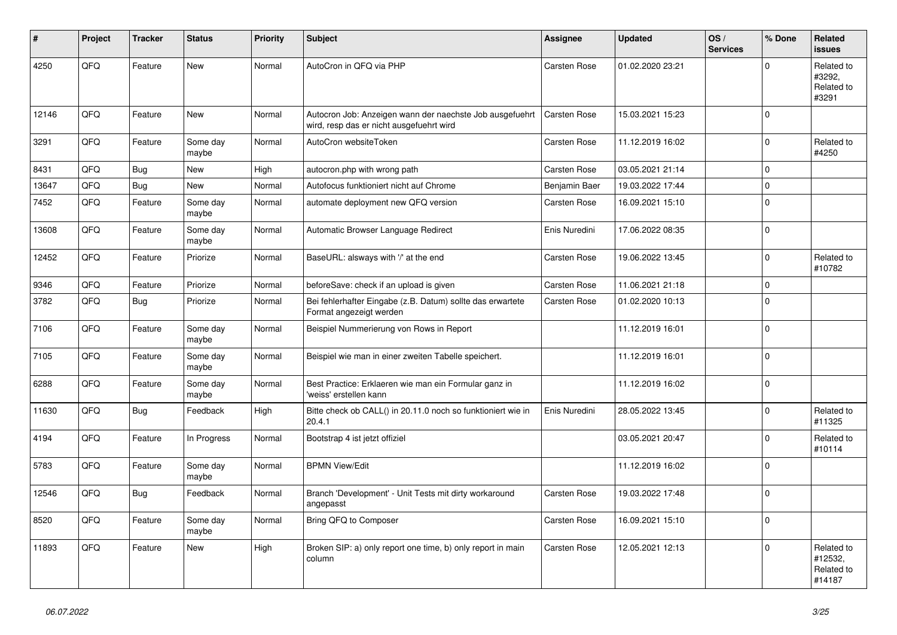| # | Project | Tracker | Status | Priority | Subject | Assignee | Updated | OS / Services | % Done | Related issues |
|---|---|---|---|---|---|---|---|---|---|---|
| 4250 | QFQ | Feature | New | Normal | AutoCron in QFQ via PHP | Carsten Rose | 01.02.2020 23:21 | | 0 | Related to #3292, Related to #3291 |
| 12146 | QFQ | Feature | New | Normal | Autocron Job: Anzeigen wann der naechste Job ausgefuehrt wird, resp das er nicht ausgefuehrt wird | Carsten Rose | 15.03.2021 15:23 | | 0 | |
| 3291 | QFQ | Feature | Some day maybe | Normal | AutoCron websiteToken | Carsten Rose | 11.12.2019 16:02 | | 0 | Related to #4250 |
| 8431 | QFQ | Bug | New | High | autocron.php with wrong path | Carsten Rose | 03.05.2021 21:14 | | 0 | |
| 13647 | QFQ | Bug | New | Normal | Autofocus funktioniert nicht auf Chrome | Benjamin Baer | 19.03.2022 17:44 | | 0 | |
| 7452 | QFQ | Feature | Some day maybe | Normal | automate deployment new QFQ version | Carsten Rose | 16.09.2021 15:10 | | 0 | |
| 13608 | QFQ | Feature | Some day maybe | Normal | Automatic Browser Language Redirect | Enis Nuredini | 17.06.2022 08:35 | | 0 | |
| 12452 | QFQ | Feature | Priorize | Normal | BaseURL: alsways with '/' at the end | Carsten Rose | 19.06.2022 13:45 | | 0 | Related to #10782 |
| 9346 | QFQ | Feature | Priorize | Normal | beforeSave: check if an upload is given | Carsten Rose | 11.06.2021 21:18 | | 0 | |
| 3782 | QFQ | Bug | Priorize | Normal | Bei fehlerhafter Eingabe (z.B. Datum) sollte das erwartete Format angezeigt werden | Carsten Rose | 01.02.2020 10:13 | | 0 | |
| 7106 | QFQ | Feature | Some day maybe | Normal | Beispiel Nummerierung von Rows in Report | | 11.12.2019 16:01 | | 0 | |
| 7105 | QFQ | Feature | Some day maybe | Normal | Beispiel wie man in einer zweiten Tabelle speichert. | | 11.12.2019 16:01 | | 0 | |
| 6288 | QFQ | Feature | Some day maybe | Normal | Best Practice: Erklaeren wie man ein Formular ganz in 'weiss' erstellen kann | | 11.12.2019 16:02 | | 0 | |
| 11630 | QFQ | Bug | Feedback | High | Bitte check ob CALL() in 20.11.0 noch so funktioniert wie in 20.4.1 | Enis Nuredini | 28.05.2022 13:45 | | 0 | Related to #11325 |
| 4194 | QFQ | Feature | In Progress | Normal | Bootstrap 4 ist jetzt offiziel | | 03.05.2021 20:47 | | 0 | Related to #10114 |
| 5783 | QFQ | Feature | Some day maybe | Normal | BPMN View/Edit | | 11.12.2019 16:02 | | 0 | |
| 12546 | QFQ | Bug | Feedback | Normal | Branch 'Development' - Unit Tests mit dirty workaround angepasst | Carsten Rose | 19.03.2022 17:48 | | 0 | |
| 8520 | QFQ | Feature | Some day maybe | Normal | Bring QFQ to Composer | Carsten Rose | 16.09.2021 15:10 | | 0 | |
| 11893 | QFQ | Feature | New | High | Broken SIP: a) only report one time, b) only report in main column | Carsten Rose | 12.05.2021 12:13 | | 0 | Related to #12532, Related to #14187 |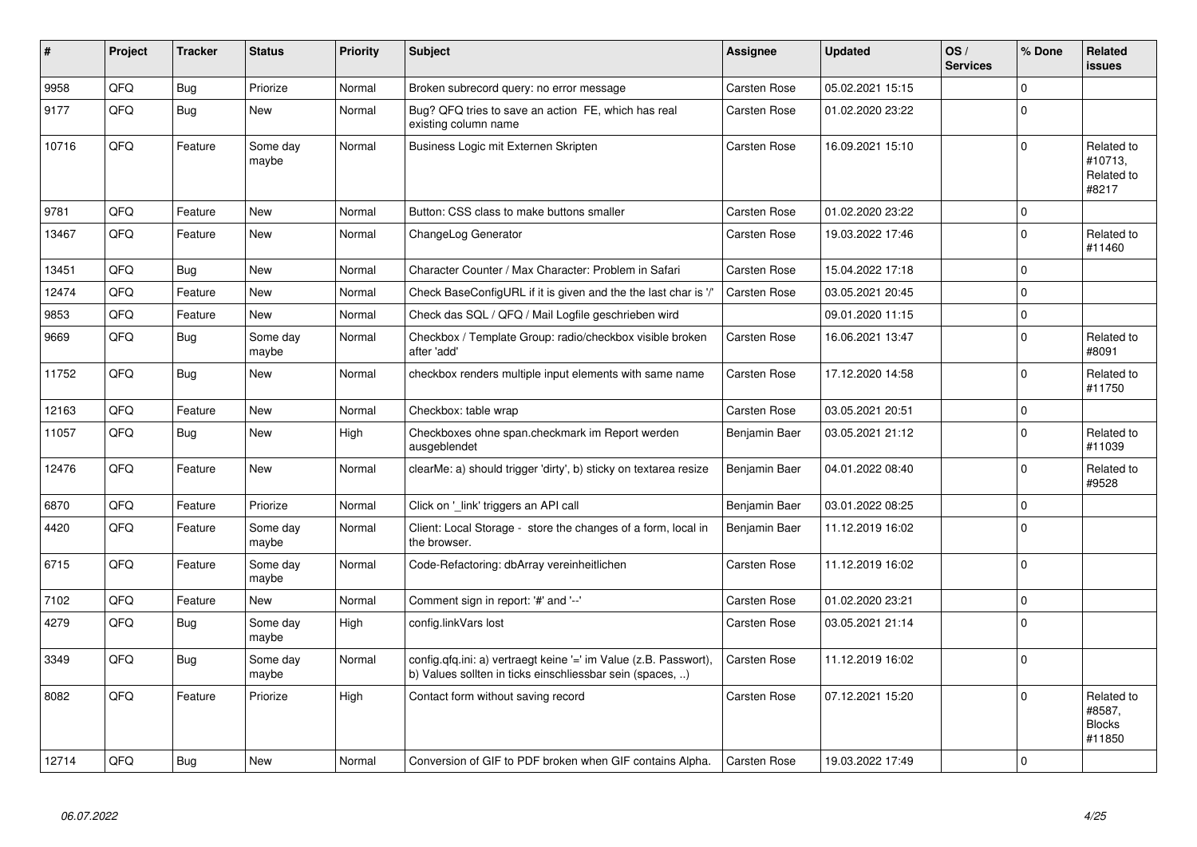| # | Project | Tracker | Status | Priority | Subject | Assignee | Updated | OS / Services | % Done | Related issues |
|---|---|---|---|---|---|---|---|---|---|---|
| 9958 | QFQ | Bug | Priorize | Normal | Broken subrecord query: no error message | Carsten Rose | 05.02.2021 15:15 | | 0 | |
| 9177 | QFQ | Bug | New | Normal | Bug? QFQ tries to save an action FE, which has real existing column name | Carsten Rose | 01.02.2020 23:22 | | 0 | |
| 10716 | QFQ | Feature | Some day maybe | Normal | Business Logic mit Externen Skripten | Carsten Rose | 16.09.2021 15:10 | | 0 | Related to #10713, Related to #8217 |
| 9781 | QFQ | Feature | New | Normal | Button: CSS class to make buttons smaller | Carsten Rose | 01.02.2020 23:22 | | 0 | |
| 13467 | QFQ | Feature | New | Normal | ChangeLog Generator | Carsten Rose | 19.03.2022 17:46 | | 0 | Related to #11460 |
| 13451 | QFQ | Bug | New | Normal | Character Counter / Max Character: Problem in Safari | Carsten Rose | 15.04.2022 17:18 | | 0 | |
| 12474 | QFQ | Feature | New | Normal | Check BaseConfigURL if it is given and the the last char is '/' | Carsten Rose | 03.05.2021 20:45 | | 0 | |
| 9853 | QFQ | Feature | New | Normal | Check das SQL / QFQ / Mail Logfile geschrieben wird | | 09.01.2020 11:15 | | 0 | |
| 9669 | QFQ | Bug | Some day maybe | Normal | Checkbox / Template Group: radio/checkbox visible broken after 'add' | Carsten Rose | 16.06.2021 13:47 | | 0 | Related to #8091 |
| 11752 | QFQ | Bug | New | Normal | checkbox renders multiple input elements with same name | Carsten Rose | 17.12.2020 14:58 | | 0 | Related to #11750 |
| 12163 | QFQ | Feature | New | Normal | Checkbox: table wrap | Carsten Rose | 03.05.2021 20:51 | | 0 | |
| 11057 | QFQ | Bug | New | High | Checkboxes ohne span.checkmark im Report werden ausgeblendet | Benjamin Baer | 03.05.2021 21:12 | | 0 | Related to #11039 |
| 12476 | QFQ | Feature | New | Normal | clearMe: a) should trigger 'dirty', b) sticky on textarea resize | Benjamin Baer | 04.01.2022 08:40 | | 0 | Related to #9528 |
| 6870 | QFQ | Feature | Priorize | Normal | Click on '_link' triggers an API call | Benjamin Baer | 03.01.2022 08:25 | | 0 | |
| 4420 | QFQ | Feature | Some day maybe | Normal | Client: Local Storage - store the changes of a form, local in the browser. | Benjamin Baer | 11.12.2019 16:02 | | 0 | |
| 6715 | QFQ | Feature | Some day maybe | Normal | Code-Refactoring: dbArray vereinheitlichen | Carsten Rose | 11.12.2019 16:02 | | 0 | |
| 7102 | QFQ | Feature | New | Normal | Comment sign in report: '#' and '--' | Carsten Rose | 01.02.2020 23:21 | | 0 | |
| 4279 | QFQ | Bug | Some day maybe | High | config.linkVars lost | Carsten Rose | 03.05.2021 21:14 | | 0 | |
| 3349 | QFQ | Bug | Some day maybe | Normal | config.qfq.ini: a) vertraegt keine '=' im Value (z.B. Passwort), b) Values sollten in ticks einschliessbar sein (spaces, ..) | Carsten Rose | 11.12.2019 16:02 | | 0 | |
| 8082 | QFQ | Feature | Priorize | High | Contact form without saving record | Carsten Rose | 07.12.2021 15:20 | | 0 | Related to #8587, Blocks #11850 |
| 12714 | QFQ | Bug | New | Normal | Conversion of GIF to PDF broken when GIF contains Alpha. | Carsten Rose | 19.03.2022 17:49 | | 0 | |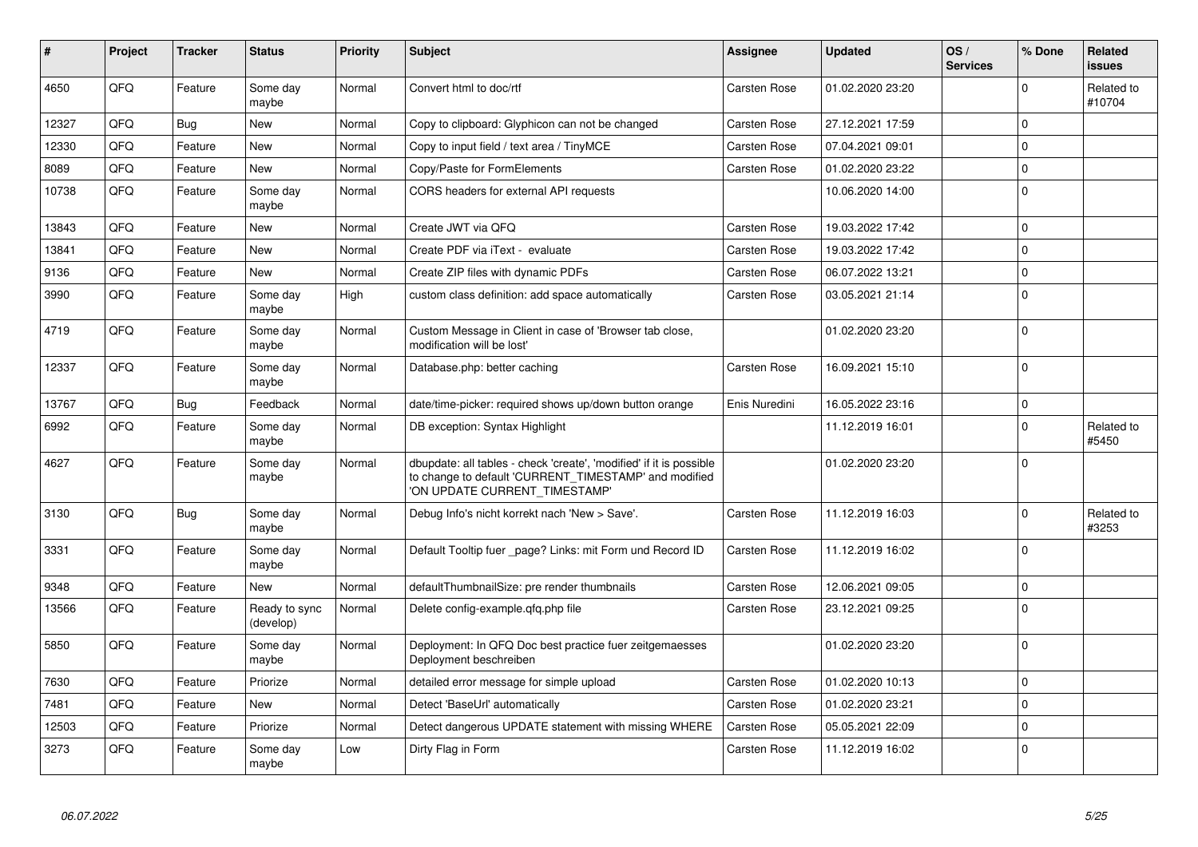| # | Project | Tracker | Status | Priority | Subject | Assignee | Updated | OS / Services | % Done | Related issues |
|---|---|---|---|---|---|---|---|---|---|---|
| 4650 | QFQ | Feature | Some day maybe | Normal | Convert html to doc/rtf | Carsten Rose | 01.02.2020 23:20 | | 0 | Related to #10704 |
| 12327 | QFQ | Bug | New | Normal | Copy to clipboard: Glyphicon can not be changed | Carsten Rose | 27.12.2021 17:59 | | 0 | |
| 12330 | QFQ | Feature | New | Normal | Copy to input field / text area / TinyMCE | Carsten Rose | 07.04.2021 09:01 | | 0 | |
| 8089 | QFQ | Feature | New | Normal | Copy/Paste for FormElements | Carsten Rose | 01.02.2020 23:22 | | 0 | |
| 10738 | QFQ | Feature | Some day maybe | Normal | CORS headers for external API requests | | 10.06.2020 14:00 | | 0 | |
| 13843 | QFQ | Feature | New | Normal | Create JWT via QFQ | Carsten Rose | 19.03.2022 17:42 | | 0 | |
| 13841 | QFQ | Feature | New | Normal | Create PDF via iText - evaluate | Carsten Rose | 19.03.2022 17:42 | | 0 | |
| 9136 | QFQ | Feature | New | Normal | Create ZIP files with dynamic PDFs | Carsten Rose | 06.07.2022 13:21 | | 0 | |
| 3990 | QFQ | Feature | Some day maybe | High | custom class definition: add space automatically | Carsten Rose | 03.05.2021 21:14 | | 0 | |
| 4719 | QFQ | Feature | Some day maybe | Normal | Custom Message in Client in case of 'Browser tab close, modification will be lost' | | 01.02.2020 23:20 | | 0 | |
| 12337 | QFQ | Feature | Some day maybe | Normal | Database.php: better caching | Carsten Rose | 16.09.2021 15:10 | | 0 | |
| 13767 | QFQ | Bug | Feedback | Normal | date/time-picker: required shows up/down button orange | Enis Nuredini | 16.05.2022 23:16 | | 0 | |
| 6992 | QFQ | Feature | Some day maybe | Normal | DB exception: Syntax Highlight | | 11.12.2019 16:01 | | 0 | Related to #5450 |
| 4627 | QFQ | Feature | Some day maybe | Normal | dbupdate: all tables - check 'create', 'modified' if it is possible to change to default 'CURRENT_TIMESTAMP' and modified 'ON UPDATE CURRENT_TIMESTAMP' | | 01.02.2020 23:20 | | 0 | |
| 3130 | QFQ | Bug | Some day maybe | Normal | Debug Info's nicht korrekt nach 'New > Save'. | Carsten Rose | 11.12.2019 16:03 | | 0 | Related to #3253 |
| 3331 | QFQ | Feature | Some day maybe | Normal | Default Tooltip fuer _page? Links: mit Form und Record ID | Carsten Rose | 11.12.2019 16:02 | | 0 | |
| 9348 | QFQ | Feature | New | Normal | defaultThumbnailSize: pre render thumbnails | Carsten Rose | 12.06.2021 09:05 | | 0 | |
| 13566 | QFQ | Feature | Ready to sync (develop) | Normal | Delete config-example.qfq.php file | Carsten Rose | 23.12.2021 09:25 | | 0 | |
| 5850 | QFQ | Feature | Some day maybe | Normal | Deployment: In QFQ Doc best practice fuer zeitgemaesses Deployment beschreiben | | 01.02.2020 23:20 | | 0 | |
| 7630 | QFQ | Feature | Priorize | Normal | detailed error message for simple upload | Carsten Rose | 01.02.2020 10:13 | | 0 | |
| 7481 | QFQ | Feature | New | Normal | Detect 'BaseUrl' automatically | Carsten Rose | 01.02.2020 23:21 | | 0 | |
| 12503 | QFQ | Feature | Priorize | Normal | Detect dangerous UPDATE statement with missing WHERE | Carsten Rose | 05.05.2021 22:09 | | 0 | |
| 3273 | QFQ | Feature | Some day maybe | Low | Dirty Flag in Form | Carsten Rose | 11.12.2019 16:02 | | 0 | |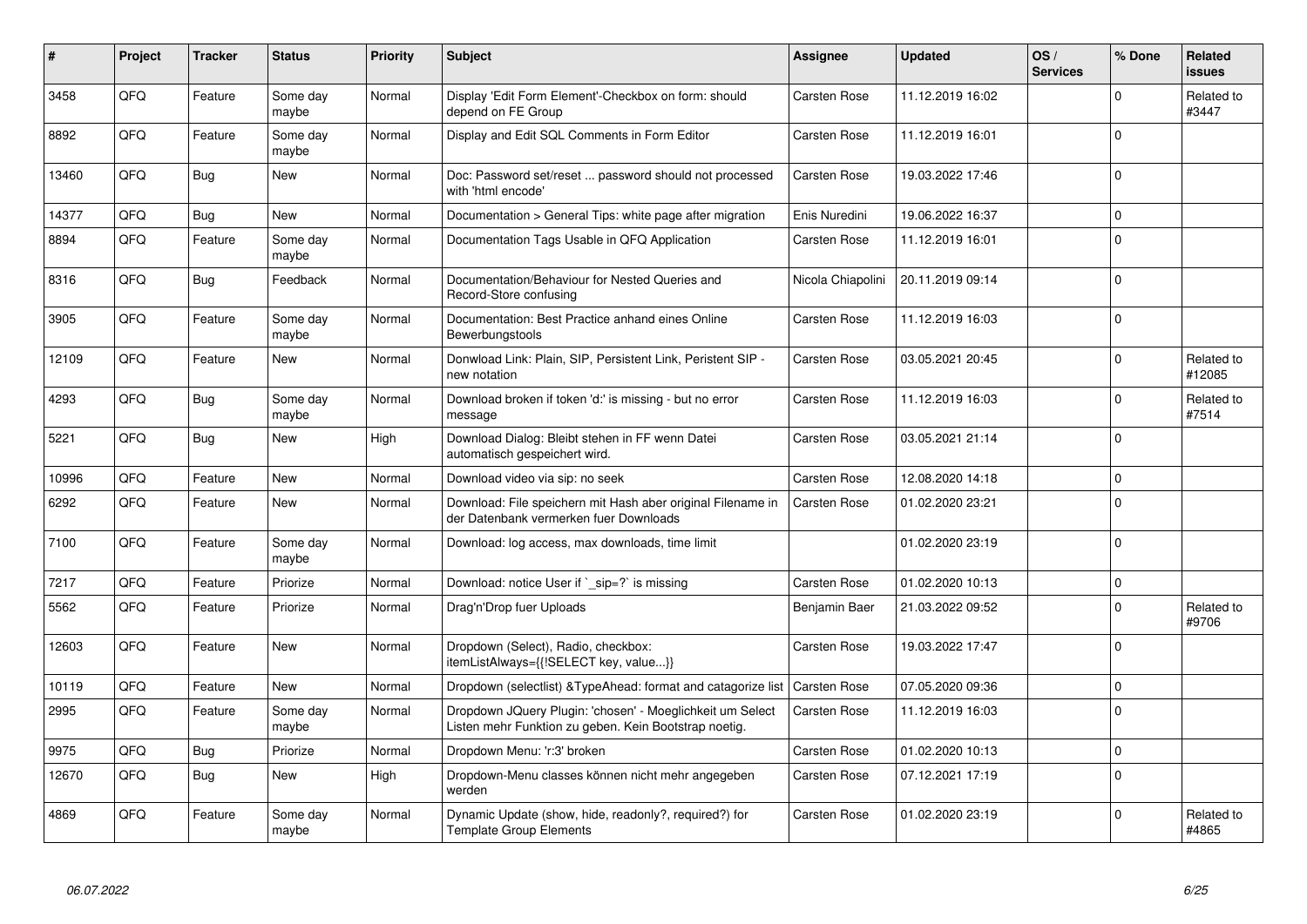| # | Project | Tracker | Status | Priority | Subject | Assignee | Updated | OS / Services | % Done | Related issues |
|---|---|---|---|---|---|---|---|---|---|---|
| 3458 | QFQ | Feature | Some day maybe | Normal | Display 'Edit Form Element'-Checkbox on form: should depend on FE Group | Carsten Rose | 11.12.2019 16:02 | | 0 | Related to #3447 |
| 8892 | QFQ | Feature | Some day maybe | Normal | Display and Edit SQL Comments in Form Editor | Carsten Rose | 11.12.2019 16:01 | | 0 | |
| 13460 | QFQ | Bug | New | Normal | Doc: Password set/reset ... password should not processed with 'html encode' | Carsten Rose | 19.03.2022 17:46 | | 0 | |
| 14377 | QFQ | Bug | New | Normal | Documentation > General Tips: white page after migration | Enis Nuredini | 19.06.2022 16:37 | | 0 | |
| 8894 | QFQ | Feature | Some day maybe | Normal | Documentation Tags Usable in QFQ Application | Carsten Rose | 11.12.2019 16:01 | | 0 | |
| 8316 | QFQ | Bug | Feedback | Normal | Documentation/Behaviour for Nested Queries and Record-Store confusing | Nicola Chiapolini | 20.11.2019 09:14 | | 0 | |
| 3905 | QFQ | Feature | Some day maybe | Normal | Documentation: Best Practice anhand eines Online Bewerbungstools | Carsten Rose | 11.12.2019 16:03 | | 0 | |
| 12109 | QFQ | Feature | New | Normal | Donwload Link: Plain, SIP, Persistent Link, Peristent SIP - new notation | Carsten Rose | 03.05.2021 20:45 | | 0 | Related to #12085 |
| 4293 | QFQ | Bug | Some day maybe | Normal | Download broken if token 'd:' is missing - but no error message | Carsten Rose | 11.12.2019 16:03 | | 0 | Related to #7514 |
| 5221 | QFQ | Bug | New | High | Download Dialog: Bleibt stehen in FF wenn Datei automatisch gespeichert wird. | Carsten Rose | 03.05.2021 21:14 | | 0 | |
| 10996 | QFQ | Feature | New | Normal | Download video via sip: no seek | Carsten Rose | 12.08.2020 14:18 | | 0 | |
| 6292 | QFQ | Feature | New | Normal | Download: File speichern mit Hash aber original Filename in der Datenbank vermerken fuer Downloads | Carsten Rose | 01.02.2020 23:21 | | 0 | |
| 7100 | QFQ | Feature | Some day maybe | Normal | Download: log access, max downloads, time limit | | 01.02.2020 23:19 | | 0 | |
| 7217 | QFQ | Feature | Priorize | Normal | Download: notice User if `_sip=?` is missing | Carsten Rose | 01.02.2020 10:13 | | 0 | |
| 5562 | QFQ | Feature | Priorize | Normal | Drag'n'Drop fuer Uploads | Benjamin Baer | 21.03.2022 09:52 | | 0 | Related to #9706 |
| 12603 | QFQ | Feature | New | Normal | Dropdown (Select), Radio, checkbox: itemListAlways={{!SELECT key, value...}} | Carsten Rose | 19.03.2022 17:47 | | 0 | |
| 10119 | QFQ | Feature | New | Normal | Dropdown (selectlist) &TypeAhead: format and catagorize list | Carsten Rose | 07.05.2020 09:36 | | 0 | |
| 2995 | QFQ | Feature | Some day maybe | Normal | Dropdown JQuery Plugin: 'chosen' - Moeglichkeit um Select Listen mehr Funktion zu geben. Kein Bootstrap noetig. | Carsten Rose | 11.12.2019 16:03 | | 0 | |
| 9975 | QFQ | Bug | Priorize | Normal | Dropdown Menu: 'r:3' broken | Carsten Rose | 01.02.2020 10:13 | | 0 | |
| 12670 | QFQ | Bug | New | High | Dropdown-Menu classes können nicht mehr angegeben werden | Carsten Rose | 07.12.2021 17:19 | | 0 | |
| 4869 | QFQ | Feature | Some day maybe | Normal | Dynamic Update (show, hide, readonly?, required?) for Template Group Elements | Carsten Rose | 01.02.2020 23:19 | | 0 | Related to #4865 |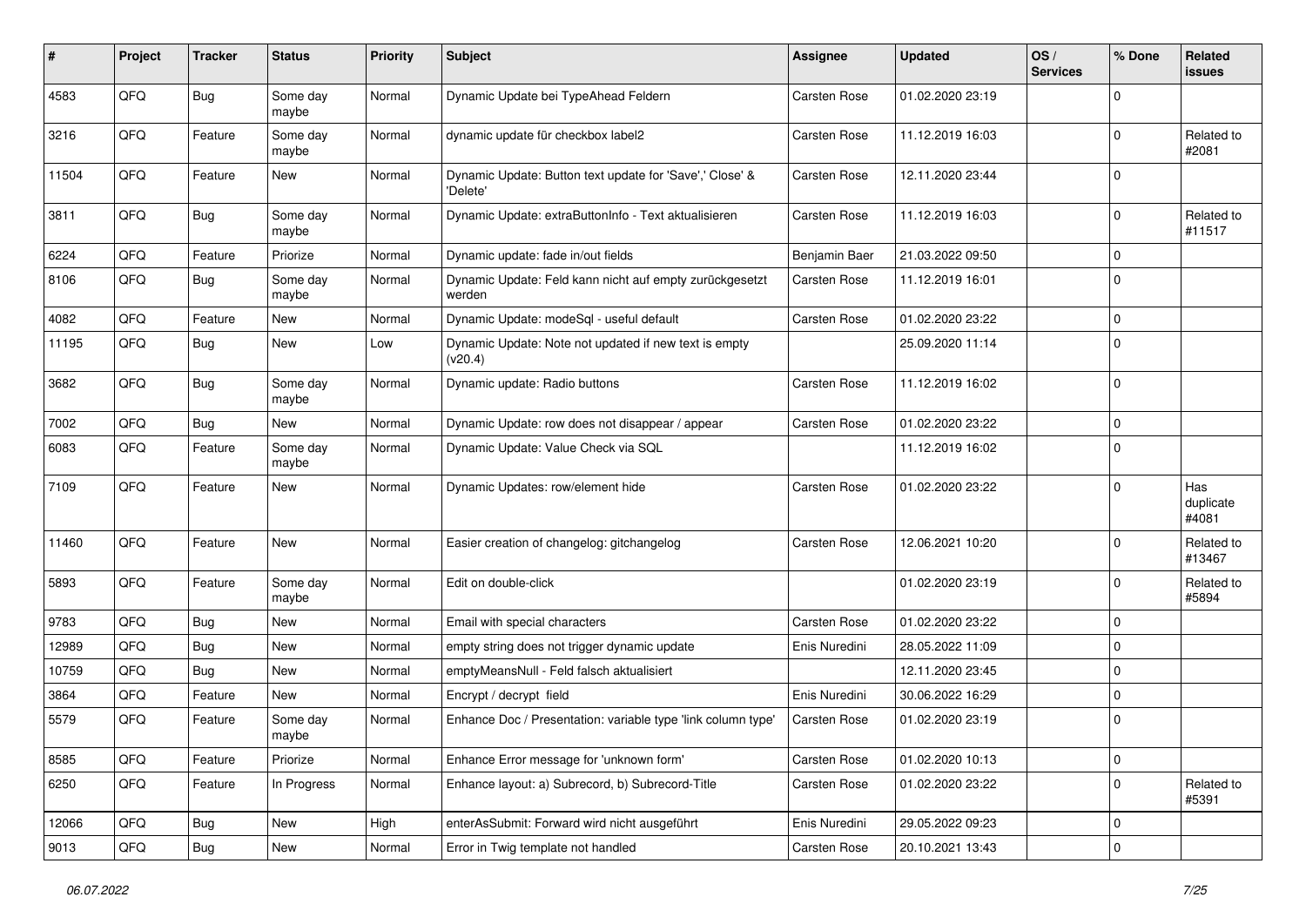| # | Project | Tracker | Status | Priority | Subject | Assignee | Updated | OS / Services | % Done | Related issues |
|---|---|---|---|---|---|---|---|---|---|---|
| 4583 | QFQ | Bug | Some day maybe | Normal | Dynamic Update bei TypeAhead Feldern | Carsten Rose | 01.02.2020 23:19 | | 0 | |
| 3216 | QFQ | Feature | Some day maybe | Normal | dynamic update für checkbox label2 | Carsten Rose | 11.12.2019 16:03 | | 0 | Related to #2081 |
| 11504 | QFQ | Feature | New | Normal | Dynamic Update: Button text update for 'Save',' Close' & 'Delete' | Carsten Rose | 12.11.2020 23:44 | | 0 | |
| 3811 | QFQ | Bug | Some day maybe | Normal | Dynamic Update: extraButtonInfo - Text aktualisieren | Carsten Rose | 11.12.2019 16:03 | | 0 | Related to #11517 |
| 6224 | QFQ | Feature | Priorize | Normal | Dynamic update: fade in/out fields | Benjamin Baer | 21.03.2022 09:50 | | 0 | |
| 8106 | QFQ | Bug | Some day maybe | Normal | Dynamic Update: Feld kann nicht auf empty zurückgesetzt werden | Carsten Rose | 11.12.2019 16:01 | | 0 | |
| 4082 | QFQ | Feature | New | Normal | Dynamic Update: modeSql - useful default | Carsten Rose | 01.02.2020 23:22 | | 0 | |
| 11195 | QFQ | Bug | New | Low | Dynamic Update: Note not updated if new text is empty (v20.4) | | 25.09.2020 11:14 | | 0 | |
| 3682 | QFQ | Bug | Some day maybe | Normal | Dynamic update: Radio buttons | Carsten Rose | 11.12.2019 16:02 | | 0 | |
| 7002 | QFQ | Bug | New | Normal | Dynamic Update: row does not disappear / appear | Carsten Rose | 01.02.2020 23:22 | | 0 | |
| 6083 | QFQ | Feature | Some day maybe | Normal | Dynamic Update: Value Check via SQL | | 11.12.2019 16:02 | | 0 | |
| 7109 | QFQ | Feature | New | Normal | Dynamic Updates: row/element hide | Carsten Rose | 01.02.2020 23:22 | | 0 | Has duplicate #4081 |
| 11460 | QFQ | Feature | New | Normal | Easier creation of changelog: gitchangelog | Carsten Rose | 12.06.2021 10:20 | | 0 | Related to #13467 |
| 5893 | QFQ | Feature | Some day maybe | Normal | Edit on double-click | | 01.02.2020 23:19 | | 0 | Related to #5894 |
| 9783 | QFQ | Bug | New | Normal | Email with special characters | Carsten Rose | 01.02.2020 23:22 | | 0 | |
| 12989 | QFQ | Bug | New | Normal | empty string does not trigger dynamic update | Enis Nuredini | 28.05.2022 11:09 | | 0 | |
| 10759 | QFQ | Bug | New | Normal | emptyMeansNull - Feld falsch aktualisiert | | 12.11.2020 23:45 | | 0 | |
| 3864 | QFQ | Feature | New | Normal | Encrypt / decrypt field | Enis Nuredini | 30.06.2022 16:29 | | 0 | |
| 5579 | QFQ | Feature | Some day maybe | Normal | Enhance Doc / Presentation: variable type 'link column type' | Carsten Rose | 01.02.2020 23:19 | | 0 | |
| 8585 | QFQ | Feature | Priorize | Normal | Enhance Error message for 'unknown form' | Carsten Rose | 01.02.2020 10:13 | | 0 | |
| 6250 | QFQ | Feature | In Progress | Normal | Enhance layout: a) Subrecord, b) Subrecord-Title | Carsten Rose | 01.02.2020 23:22 | | 0 | Related to #5391 |
| 12066 | QFQ | Bug | New | High | enterAsSubmit: Forward wird nicht ausgeführt | Enis Nuredini | 29.05.2022 09:23 | | 0 | |
| 9013 | QFQ | Bug | New | Normal | Error in Twig template not handled | Carsten Rose | 20.10.2021 13:43 | | 0 | |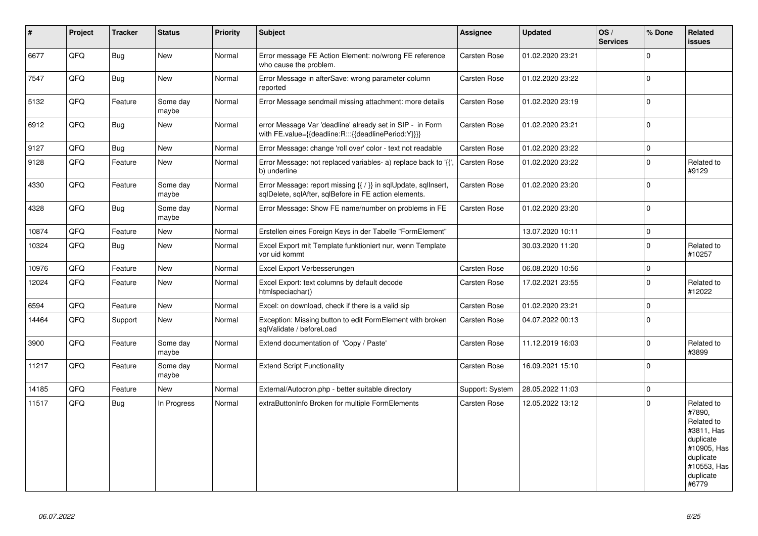| # | Project | Tracker | Status | Priority | Subject | Assignee | Updated | OS / Services | % Done | Related issues |
|---|---|---|---|---|---|---|---|---|---|---|
| 6677 | QFO | Bug | New | Normal | Error message FE Action Element: no/wrong FE reference who cause the problem. | Carsten Rose | 01.02.2020 23:21 | | 0 | |
| 7547 | QFQ | Bug | New | Normal | Error Message in afterSave: wrong parameter column reported | Carsten Rose | 01.02.2020 23:22 | | 0 | |
| 5132 | QFQ | Feature | Some day maybe | Normal | Error Message sendmail missing attachment: more details | Carsten Rose | 01.02.2020 23:19 | | 0 | |
| 6912 | QFQ | Bug | New | Normal | error Message Var 'deadline' already set in SIP - in Form with FE.value={{deadline:R:::{{deadlinePeriod:Y}}}} | Carsten Rose | 01.02.2020 23:21 | | 0 | |
| 9127 | QFQ | Bug | New | Normal | Error Message: change 'roll over' color - text not readable | Carsten Rose | 01.02.2020 23:22 | | 0 | |
| 9128 | QFQ | Feature | New | Normal | Error Message: not replaced variables- a) replace back to '{{', b) underline | Carsten Rose | 01.02.2020 23:22 | | 0 | Related to #9129 |
| 4330 | QFQ | Feature | Some day maybe | Normal | Error Message: report missing {{ / }} in sqlUpdate, sqlInsert, sqlDelete, sqlAfter, sqlBefore in FE action elements. | Carsten Rose | 01.02.2020 23:20 | | 0 | |
| 4328 | QFQ | Bug | Some day maybe | Normal | Error Message: Show FE name/number on problems in FE | Carsten Rose | 01.02.2020 23:20 | | 0 | |
| 10874 | QFQ | Feature | New | Normal | Erstellen eines Foreign Keys in der Tabelle "FormElement" | | 13.07.2020 10:11 | | 0 | |
| 10324 | QFQ | Bug | New | Normal | Excel Export mit Template funktioniert nur, wenn Template vor uid kommt | | 30.03.2020 11:20 | | 0 | Related to #10257 |
| 10976 | QFQ | Feature | New | Normal | Excel Export Verbesserungen | Carsten Rose | 06.08.2020 10:56 | | 0 | |
| 12024 | QFQ | Feature | New | Normal | Excel Export: text columns by default decode htmlspeciachar() | Carsten Rose | 17.02.2021 23:55 | | 0 | Related to #12022 |
| 6594 | QFQ | Feature | New | Normal | Excel: on download, check if there is a valid sip | Carsten Rose | 01.02.2020 23:21 | | 0 | |
| 14464 | QFQ | Support | New | Normal | Exception: Missing button to edit FormElement with broken sqlValidate / beforeLoad | Carsten Rose | 04.07.2022 00:13 | | 0 | |
| 3900 | QFQ | Feature | Some day maybe | Normal | Extend documentation of 'Copy / Paste' | Carsten Rose | 11.12.2019 16:03 | | 0 | Related to #3899 |
| 11217 | QFQ | Feature | Some day maybe | Normal | Extend Script Functionality | Carsten Rose | 16.09.2021 15:10 | | 0 | |
| 14185 | QFQ | Feature | New | Normal | External/Autocron.php - better suitable directory | Support: System | 28.05.2022 11:03 | | 0 | |
| 11517 | QFQ | Bug | In Progress | Normal | extraButtonInfo Broken for multiple FormElements | Carsten Rose | 12.05.2022 13:12 | | 0 | Related to #7890, Related to #3811, Has duplicate #10905, Has duplicate #10553, Has duplicate #6779 |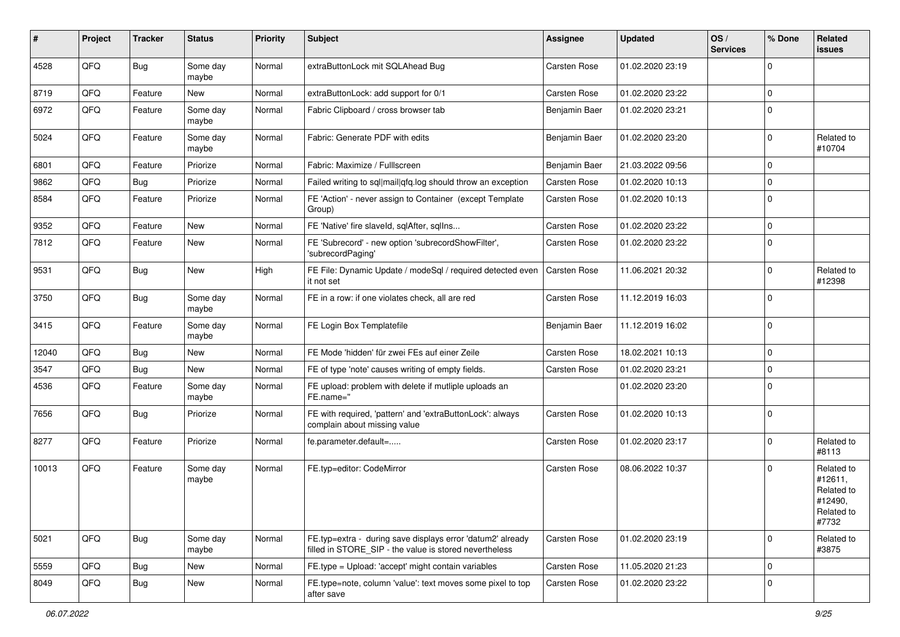| # | Project | Tracker | Status | Priority | Subject | Assignee | Updated | OS / Services | % Done | Related issues |
|---|---|---|---|---|---|---|---|---|---|---|
| 4528 | QFQ | Bug | Some day maybe | Normal | extraButtonLock mit SQLAhead Bug | Carsten Rose | 01.02.2020 23:19 | | 0 | |
| 8719 | QFQ | Feature | New | Normal | extraButtonLock: add support for 0/1 | Carsten Rose | 01.02.2020 23:22 | | 0 | |
| 6972 | QFQ | Feature | Some day maybe | Normal | Fabric Clipboard / cross browser tab | Benjamin Baer | 01.02.2020 23:21 | | 0 | |
| 5024 | QFQ | Feature | Some day maybe | Normal | Fabric: Generate PDF with edits | Benjamin Baer | 01.02.2020 23:20 | | 0 | Related to #10704 |
| 6801 | QFQ | Feature | Priorize | Normal | Fabric: Maximize / Fulllscreen | Benjamin Baer | 21.03.2022 09:56 | | 0 | |
| 9862 | QFQ | Bug | Priorize | Normal | Failed writing to sql\|mail\|qfq.log should throw an exception | Carsten Rose | 01.02.2020 10:13 | | 0 | |
| 8584 | QFQ | Feature | Priorize | Normal | FE 'Action' - never assign to Container (except Template Group) | Carsten Rose | 01.02.2020 10:13 | | 0 | |
| 9352 | QFQ | Feature | New | Normal | FE 'Native' fire slaveId, sqlAfter, sqlIns... | Carsten Rose | 01.02.2020 23:22 | | 0 | |
| 7812 | QFQ | Feature | New | Normal | FE 'Subrecord' - new option 'subrecordShowFilter', 'subrecordPaging' | Carsten Rose | 01.02.2020 23:22 | | 0 | |
| 9531 | QFQ | Bug | New | High | FE File: Dynamic Update / modeSql / required detected even it not set | Carsten Rose | 11.06.2021 20:32 | | 0 | Related to #12398 |
| 3750 | QFQ | Bug | Some day maybe | Normal | FE in a row: if one violates check, all are red | Carsten Rose | 11.12.2019 16:03 | | 0 | |
| 3415 | QFQ | Feature | Some day maybe | Normal | FE Login Box Templatefile | Benjamin Baer | 11.12.2019 16:02 | | 0 | |
| 12040 | QFQ | Bug | New | Normal | FE Mode 'hidden' für zwei FEs auf einer Zeile | Carsten Rose | 18.02.2021 10:13 | | 0 | |
| 3547 | QFQ | Bug | New | Normal | FE of type 'note' causes writing of empty fields. | Carsten Rose | 01.02.2020 23:21 | | 0 | |
| 4536 | QFQ | Feature | Some day maybe | Normal | FE upload: problem with delete if mutliple uploads an FE.name=" | | 01.02.2020 23:20 | | 0 | |
| 7656 | QFQ | Bug | Priorize | Normal | FE with required, 'pattern' and 'extraButtonLock': always complain about missing value | Carsten Rose | 01.02.2020 10:13 | | 0 | |
| 8277 | QFQ | Feature | Priorize | Normal | fe.parameter.default=..... | Carsten Rose | 01.02.2020 23:17 | | 0 | Related to #8113 |
| 10013 | QFQ | Feature | Some day maybe | Normal | FE.typ=editor: CodeMirror | Carsten Rose | 08.06.2022 10:37 | | 0 | Related to #12611, Related to #12490, Related to #7732 |
| 5021 | QFQ | Bug | Some day maybe | Normal | FE.typ=extra - during save displays error 'datum2' already filled in STORE_SIP - the value is stored nevertheless | Carsten Rose | 01.02.2020 23:19 | | 0 | Related to #3875 |
| 5559 | QFQ | Bug | New | Normal | FE.type = Upload: 'accept' might contain variables | Carsten Rose | 11.05.2020 21:23 | | 0 | |
| 8049 | QFQ | Bug | New | Normal | FE.type=note, column 'value': text moves some pixel to top after save | Carsten Rose | 01.02.2020 23:22 | | 0 | |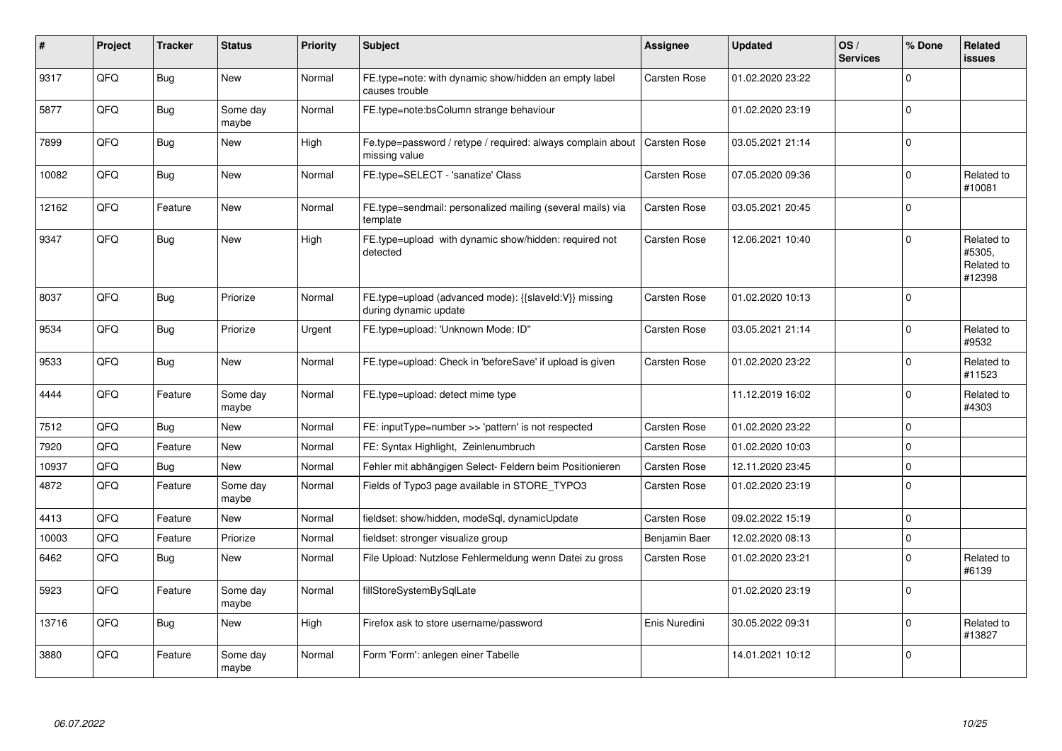| # | Project | Tracker | Status | Priority | Subject | Assignee | Updated | OS / Services | % Done | Related issues |
|---|---|---|---|---|---|---|---|---|---|---|
| 9317 | QFQ | Bug | New | Normal | FE.type=note: with dynamic show/hidden an empty label causes trouble | Carsten Rose | 01.02.2020 23:22 | | 0 | |
| 5877 | QFQ | Bug | Some day maybe | Normal | FE.type=note:bsColumn strange behaviour | | 01.02.2020 23:19 | | 0 | |
| 7899 | QFQ | Bug | New | High | Fe.type=password / retype / required: always complain about missing value | Carsten Rose | 03.05.2021 21:14 | | 0 | |
| 10082 | QFQ | Bug | New | Normal | FE.type=SELECT - 'sanatize' Class | Carsten Rose | 07.05.2020 09:36 | | 0 | Related to #10081 |
| 12162 | QFQ | Feature | New | Normal | FE.type=sendmail: personalized mailing (several mails) via template | Carsten Rose | 03.05.2021 20:45 | | 0 | |
| 9347 | QFQ | Bug | New | High | FE.type=upload with dynamic show/hidden: required not detected | Carsten Rose | 12.06.2021 10:40 | | 0 | Related to #5305, Related to #12398 |
| 8037 | QFQ | Bug | Priorize | Normal | FE.type=upload (advanced mode): {{slaveId:V}} missing during dynamic update | Carsten Rose | 01.02.2020 10:13 | | 0 | |
| 9534 | QFQ | Bug | Priorize | Urgent | FE.type=upload: 'Unknown Mode: ID" | Carsten Rose | 03.05.2021 21:14 | | 0 | Related to #9532 |
| 9533 | QFQ | Bug | New | Normal | FE.type=upload: Check in 'beforeSave' if upload is given | Carsten Rose | 01.02.2020 23:22 | | 0 | Related to #11523 |
| 4444 | QFQ | Feature | Some day maybe | Normal | FE.type=upload: detect mime type | | 11.12.2019 16:02 | | 0 | Related to #4303 |
| 7512 | QFQ | Bug | New | Normal | FE: inputType=number >> 'pattern' is not respected | Carsten Rose | 01.02.2020 23:22 | | 0 | |
| 7920 | QFQ | Feature | New | Normal | FE: Syntax Highlight, Zeinlenumbruch | Carsten Rose | 01.02.2020 10:03 | | 0 | |
| 10937 | QFQ | Bug | New | Normal | Fehler mit abhängigen Select- Feldern beim Positionieren | Carsten Rose | 12.11.2020 23:45 | | 0 | |
| 4872 | QFQ | Feature | Some day maybe | Normal | Fields of Typo3 page available in STORE_TYPO3 | Carsten Rose | 01.02.2020 23:19 | | 0 | |
| 4413 | QFQ | Feature | New | Normal | fieldset: show/hidden, modeSql, dynamicUpdate | Carsten Rose | 09.02.2022 15:19 | | 0 | |
| 10003 | QFQ | Feature | Priorize | Normal | fieldset: stronger visualize group | Benjamin Baer | 12.02.2020 08:13 | | 0 | |
| 6462 | QFQ | Bug | New | Normal | File Upload: Nutzlose Fehlermeldung wenn Datei zu gross | Carsten Rose | 01.02.2020 23:21 | | 0 | Related to #6139 |
| 5923 | QFQ | Feature | Some day maybe | Normal | fillStoreSystemBySqlLate | | 01.02.2020 23:19 | | 0 | |
| 13716 | QFQ | Bug | New | High | Firefox ask to store username/password | Enis Nuredini | 30.05.2022 09:31 | | 0 | Related to #13827 |
| 3880 | QFQ | Feature | Some day maybe | Normal | Form 'Form': anlegen einer Tabelle | | 14.01.2021 10:12 | | 0 | |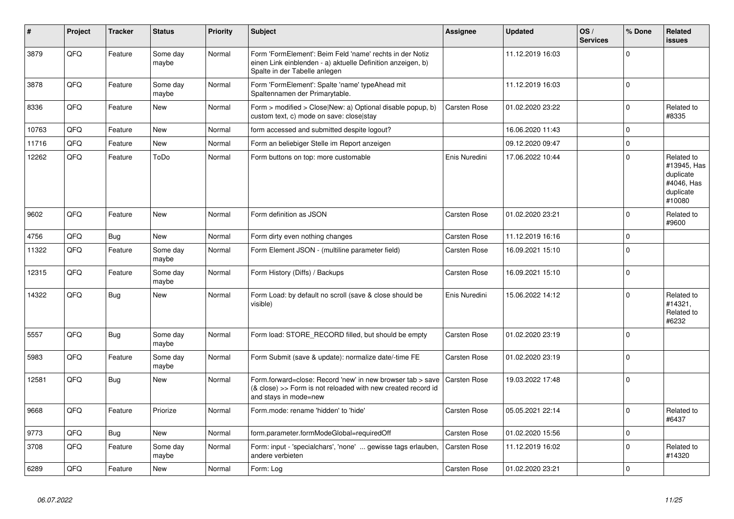| # | Project | Tracker | Status | Priority | Subject | Assignee | Updated | OS / Services | % Done | Related issues |
|---|---|---|---|---|---|---|---|---|---|---|
| 3879 | QFQ | Feature | Some day maybe | Normal | Form 'FormElement': Beim Feld 'name' rechts in der Notiz einen Link einblenden - a) aktuelle Definition anzeigen, b) Spalte in der Tabelle anlegen | | 11.12.2019 16:03 | | 0 | |
| 3878 | QFQ | Feature | Some day maybe | Normal | Form 'FormElement': Spalte 'name' typeAhead mit Spaltennamen der Primarytable. | | 11.12.2019 16:03 | | 0 | |
| 8336 | QFQ | Feature | New | Normal | Form > modified > Close\|New: a) Optional disable popup, b) custom text, c) mode on save: close\|stay | Carsten Rose | 01.02.2020 23:22 | | 0 | Related to #8335 |
| 10763 | QFQ | Feature | New | Normal | form accessed and submitted despite logout? | | 16.06.2020 11:43 | | 0 | |
| 11716 | QFQ | Feature | New | Normal | Form an beliebiger Stelle im Report anzeigen | | 09.12.2020 09:47 | | 0 | |
| 12262 | QFQ | Feature | ToDo | Normal | Form buttons on top: more customable | Enis Nuredini | 17.06.2022 10:44 | | 0 | Related to #13945, Has duplicate #4046, Has duplicate #10080 |
| 9602 | QFQ | Feature | New | Normal | Form definition as JSON | Carsten Rose | 01.02.2020 23:21 | | 0 | Related to #9600 |
| 4756 | QFQ | Bug | New | Normal | Form dirty even nothing changes | Carsten Rose | 11.12.2019 16:16 | | 0 | |
| 11322 | QFQ | Feature | Some day maybe | Normal | Form Element JSON - (multiline parameter field) | Carsten Rose | 16.09.2021 15:10 | | 0 | |
| 12315 | QFQ | Feature | Some day maybe | Normal | Form History (Diffs) / Backups | Carsten Rose | 16.09.2021 15:10 | | 0 | |
| 14322 | QFQ | Bug | New | Normal | Form Load: by default no scroll (save & close should be visible) | Enis Nuredini | 15.06.2022 14:12 | | 0 | Related to #14321, Related to #6232 |
| 5557 | QFQ | Bug | Some day maybe | Normal | Form load: STORE_RECORD filled, but should be empty | Carsten Rose | 01.02.2020 23:19 | | 0 | |
| 5983 | QFQ | Feature | Some day maybe | Normal | Form Submit (save & update): normalize date/-time FE | Carsten Rose | 01.02.2020 23:19 | | 0 | |
| 12581 | QFQ | Bug | New | Normal | Form.forward=close: Record 'new' in new browser tab > save (& close) >> Form is not reloaded with new created record id and stays in mode=new | Carsten Rose | 19.03.2022 17:48 | | 0 | |
| 9668 | QFQ | Feature | Priorize | Normal | Form.mode: rename 'hidden' to 'hide' | Carsten Rose | 05.05.2021 22:14 | | 0 | Related to #6437 |
| 9773 | QFQ | Bug | New | Normal | form.parameter.formModeGlobal=requiredOff | Carsten Rose | 01.02.2020 15:56 | | 0 | |
| 3708 | QFQ | Feature | Some day maybe | Normal | Form: input - 'specialchars', 'none' ... gewisse tags erlauben, andere verbieten | Carsten Rose | 11.12.2019 16:02 | | 0 | Related to #14320 |
| 6289 | QFQ | Feature | New | Normal | Form: Log | Carsten Rose | 01.02.2020 23:21 | | 0 | |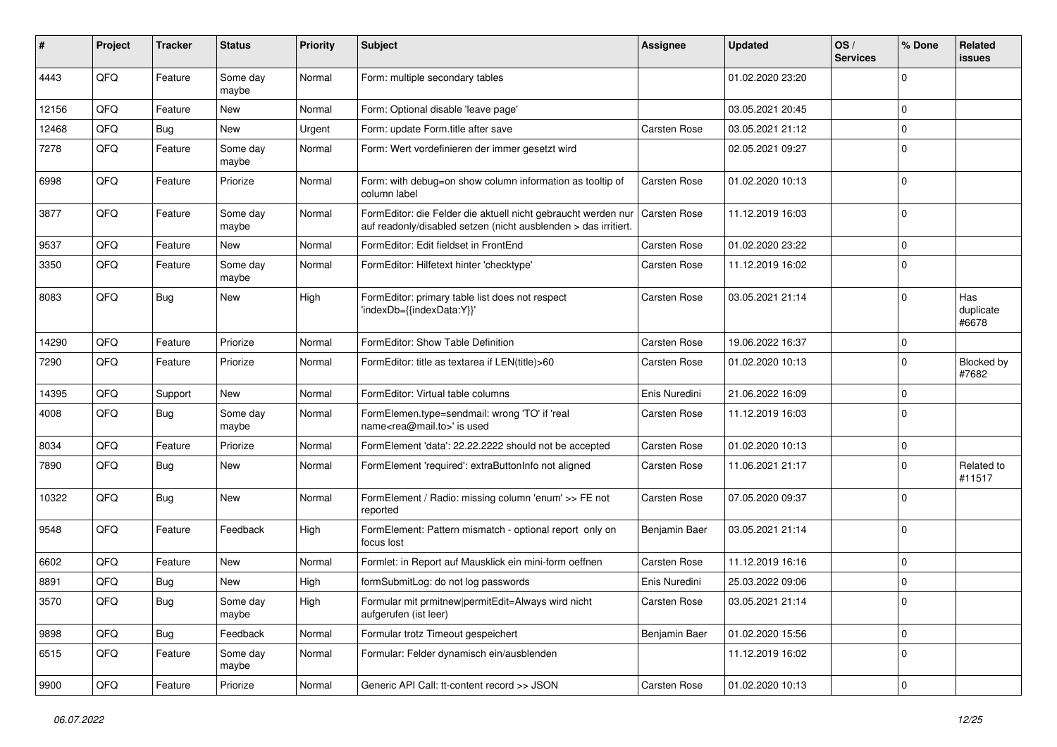| # | Project | Tracker | Status | Priority | Subject | Assignee | Updated | OS / Services | % Done | Related issues |
|---|---|---|---|---|---|---|---|---|---|---|
| 4443 | QFQ | Feature | Some day maybe | Normal | Form: multiple secondary tables | | 01.02.2020 23:20 | | 0 | |
| 12156 | QFQ | Feature | New | Normal | Form: Optional disable 'leave page' | | 03.05.2021 20:45 | | 0 | |
| 12468 | QFQ | Bug | New | Urgent | Form: update Form.title after save | Carsten Rose | 03.05.2021 21:12 | | 0 | |
| 7278 | QFQ | Feature | Some day maybe | Normal | Form: Wert vordefinieren der immer gesetzt wird | | 02.05.2021 09:27 | | 0 | |
| 6998 | QFQ | Feature | Priorize | Normal | Form: with debug=on show column information as tooltip of column label | Carsten Rose | 01.02.2020 10:13 | | 0 | |
| 3877 | QFQ | Feature | Some day maybe | Normal | FormEditor: die Felder die aktuell nicht gebraucht werden nur auf readonly/disabled setzen (nicht ausblenden > das irritiert. | Carsten Rose | 11.12.2019 16:03 | | 0 | |
| 9537 | QFQ | Feature | New | Normal | FormEditor: Edit fieldset in FrontEnd | Carsten Rose | 01.02.2020 23:22 | | 0 | |
| 3350 | QFQ | Feature | Some day maybe | Normal | FormEditor: Hilfetext hinter 'checktype' | Carsten Rose | 11.12.2019 16:02 | | 0 | |
| 8083 | QFQ | Bug | New | High | FormEditor: primary table list does not respect 'indexDb={{indexData:Y}}' | Carsten Rose | 03.05.2021 21:14 | | 0 | Has duplicate #6678 |
| 14290 | QFQ | Feature | Priorize | Normal | FormEditor: Show Table Definition | Carsten Rose | 19.06.2022 16:37 | | 0 | |
| 7290 | QFQ | Feature | Priorize | Normal | FormEditor: title as textarea if LEN(title)>60 | Carsten Rose | 01.02.2020 10:13 | | 0 | Blocked by #7682 |
| 14395 | QFQ | Support | New | Normal | FormEditor: Virtual table columns | Enis Nuredini | 21.06.2022 16:09 | | 0 | |
| 4008 | QFQ | Bug | Some day maybe | Normal | FormElemen.type=sendmail: wrong 'TO' if 'real name<rea@mail.to>' is used | Carsten Rose | 11.12.2019 16:03 | | 0 | |
| 8034 | QFQ | Feature | Priorize | Normal | FormElement 'data': 22.22.2222 should not be accepted | Carsten Rose | 01.02.2020 10:13 | | 0 | |
| 7890 | QFQ | Bug | New | Normal | FormElement 'required': extraButtonInfo not aligned | Carsten Rose | 11.06.2021 21:17 | | 0 | Related to #11517 |
| 10322 | QFQ | Bug | New | Normal | FormElement / Radio: missing column 'enum' >> FE not reported | Carsten Rose | 07.05.2020 09:37 | | 0 | |
| 9548 | QFQ | Feature | Feedback | High | FormElement: Pattern mismatch - optional report only on focus lost | Benjamin Baer | 03.05.2021 21:14 | | 0 | |
| 6602 | QFQ | Feature | New | Normal | Formlet: in Report auf Mausklick ein mini-form oeffnen | Carsten Rose | 11.12.2019 16:16 | | 0 | |
| 8891 | QFQ | Bug | New | High | formSubmitLog: do not log passwords | Enis Nuredini | 25.03.2022 09:06 | | 0 | |
| 3570 | QFQ | Bug | Some day maybe | High | Formular mit prmitnew\|permitEdit=Always wird nicht aufgerufen (ist leer) | Carsten Rose | 03.05.2021 21:14 | | 0 | |
| 9898 | QFQ | Bug | Feedback | Normal | Formular trotz Timeout gespeichert | Benjamin Baer | 01.02.2020 15:56 | | 0 | |
| 6515 | QFQ | Feature | Some day maybe | Normal | Formular: Felder dynamisch ein/ausblenden | | 11.12.2019 16:02 | | 0 | |
| 9900 | QFQ | Feature | Priorize | Normal | Generic API Call: tt-content record >> JSON | Carsten Rose | 01.02.2020 10:13 | | 0 | |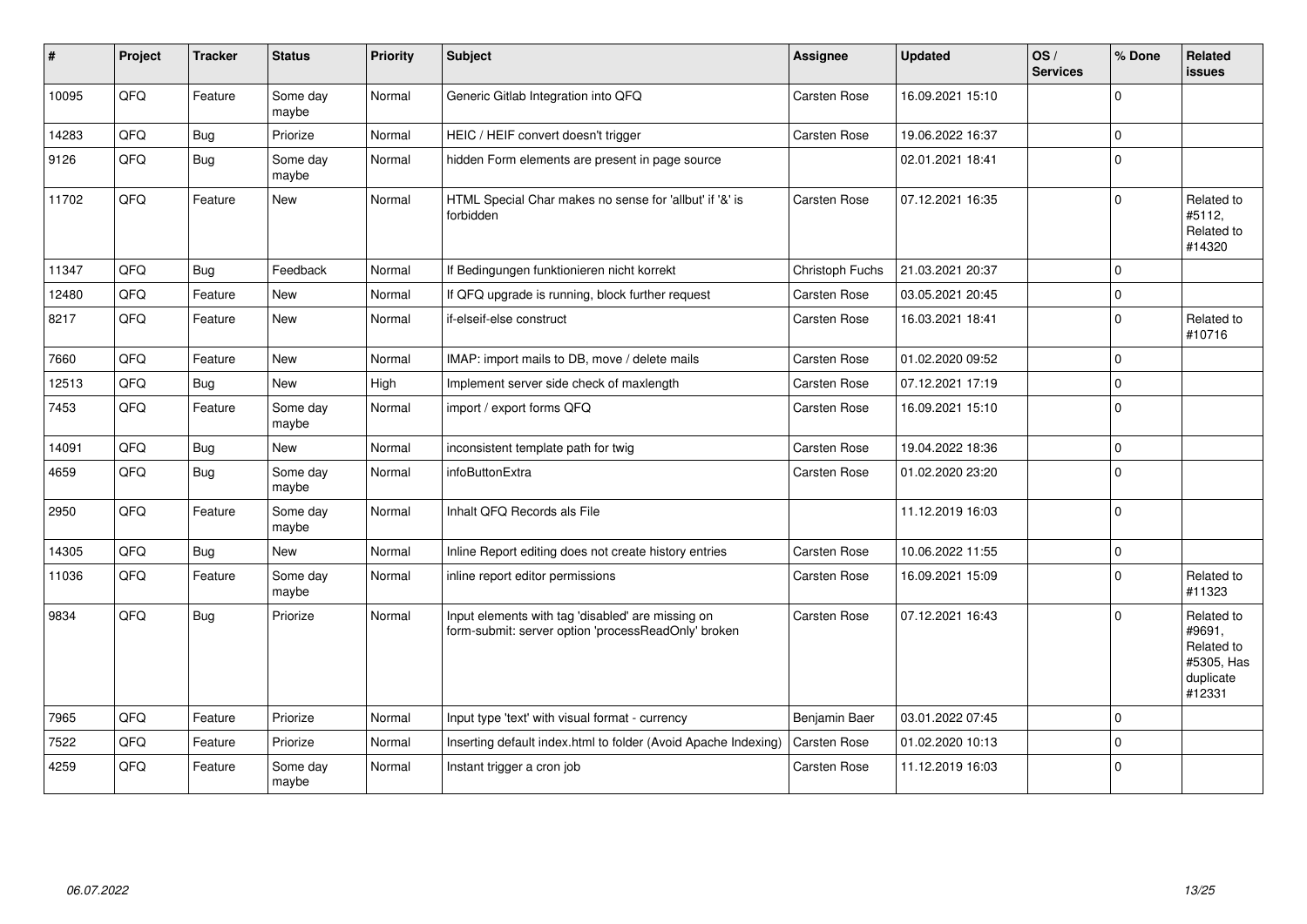| # | Project | Tracker | Status | Priority | Subject | Assignee | Updated | OS / Services | % Done | Related issues |
|---|---|---|---|---|---|---|---|---|---|---|
| 10095 | QFQ | Feature | Some day maybe | Normal | Generic Gitlab Integration into QFQ | Carsten Rose | 16.09.2021 15:10 | | 0 | |
| 14283 | QFQ | Bug | Priorize | Normal | HEIC / HEIF convert doesn't trigger | Carsten Rose | 19.06.2022 16:37 | | 0 | |
| 9126 | QFQ | Bug | Some day maybe | Normal | hidden Form elements are present in page source | | 02.01.2021 18:41 | | 0 | |
| 11702 | QFQ | Feature | New | Normal | HTML Special Char makes no sense for 'allbut' if '&' is forbidden | Carsten Rose | 07.12.2021 16:35 | | 0 | Related to #5112, Related to #14320 |
| 11347 | QFQ | Bug | Feedback | Normal | If Bedingungen funktionieren nicht korrekt | Christoph Fuchs | 21.03.2021 20:37 | | 0 | |
| 12480 | QFQ | Feature | New | Normal | If QFQ upgrade is running, block further request | Carsten Rose | 03.05.2021 20:45 | | 0 | |
| 8217 | QFQ | Feature | New | Normal | if-elseif-else construct | Carsten Rose | 16.03.2021 18:41 | | 0 | Related to #10716 |
| 7660 | QFQ | Feature | New | Normal | IMAP: import mails to DB, move / delete mails | Carsten Rose | 01.02.2020 09:52 | | 0 | |
| 12513 | QFQ | Bug | New | High | Implement server side check of maxlength | Carsten Rose | 07.12.2021 17:19 | | 0 | |
| 7453 | QFQ | Feature | Some day maybe | Normal | import / export forms QFQ | Carsten Rose | 16.09.2021 15:10 | | 0 | |
| 14091 | QFQ | Bug | New | Normal | inconsistent template path for twig | Carsten Rose | 19.04.2022 18:36 | | 0 | |
| 4659 | QFQ | Bug | Some day maybe | Normal | infoButtonExtra | Carsten Rose | 01.02.2020 23:20 | | 0 | |
| 2950 | QFQ | Feature | Some day maybe | Normal | Inhalt QFQ Records als File | | 11.12.2019 16:03 | | 0 | |
| 14305 | QFQ | Bug | New | Normal | Inline Report editing does not create history entries | Carsten Rose | 10.06.2022 11:55 | | 0 | |
| 11036 | QFQ | Feature | Some day maybe | Normal | inline report editor permissions | Carsten Rose | 16.09.2021 15:09 | | 0 | Related to #11323 |
| 9834 | QFQ | Bug | Priorize | Normal | Input elements with tag 'disabled' are missing on form-submit: server option 'processReadOnly' broken | Carsten Rose | 07.12.2021 16:43 | | 0 | Related to #9691, Related to #5305, Has duplicate #12331 |
| 7965 | QFQ | Feature | Priorize | Normal | Input type 'text' with visual format - currency | Benjamin Baer | 03.01.2022 07:45 | | 0 | |
| 7522 | QFQ | Feature | Priorize | Normal | Inserting default index.html to folder (Avoid Apache Indexing) | Carsten Rose | 01.02.2020 10:13 | | 0 | |
| 4259 | QFQ | Feature | Some day maybe | Normal | Instant trigger a cron job | Carsten Rose | 11.12.2019 16:03 | | 0 | |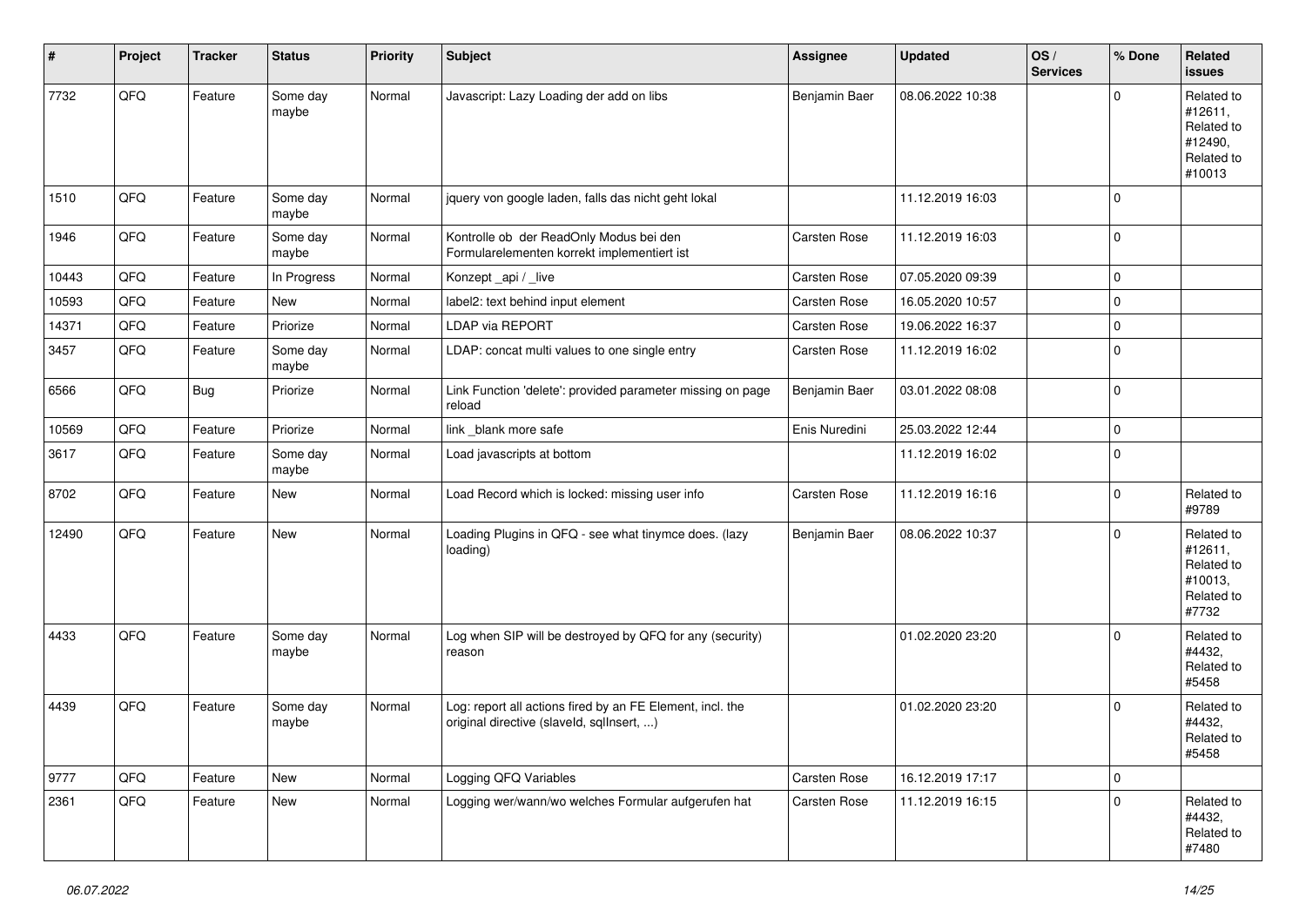| # | Project | Tracker | Status | Priority | Subject | Assignee | Updated | OS / Services | % Done | Related issues |
|---|---|---|---|---|---|---|---|---|---|---|
| 7732 | QFQ | Feature | Some day maybe | Normal | Javascript: Lazy Loading der add on libs | Benjamin Baer | 08.06.2022 10:38 | | 0 | Related to #12611, Related to #12490, Related to #10013 |
| 1510 | QFQ | Feature | Some day maybe | Normal | jquery von google laden, falls das nicht geht lokal | | 11.12.2019 16:03 | | 0 | |
| 1946 | QFQ | Feature | Some day maybe | Normal | Kontrolle ob der ReadOnly Modus bei den Formularelementen korrekt implementiert ist | Carsten Rose | 11.12.2019 16:03 | | 0 | |
| 10443 | QFQ | Feature | In Progress | Normal | Konzept _api / _live | Carsten Rose | 07.05.2020 09:39 | | 0 | |
| 10593 | QFQ | Feature | New | Normal | label2: text behind input element | Carsten Rose | 16.05.2020 10:57 | | 0 | |
| 14371 | QFQ | Feature | Priorize | Normal | LDAP via REPORT | Carsten Rose | 19.06.2022 16:37 | | 0 | |
| 3457 | QFQ | Feature | Some day maybe | Normal | LDAP: concat multi values to one single entry | Carsten Rose | 11.12.2019 16:02 | | 0 | |
| 6566 | QFQ | Bug | Priorize | Normal | Link Function 'delete': provided parameter missing on page reload | Benjamin Baer | 03.01.2022 08:08 | | 0 | |
| 10569 | QFQ | Feature | Priorize | Normal | link _blank more safe | Enis Nuredini | 25.03.2022 12:44 | | 0 | |
| 3617 | QFQ | Feature | Some day maybe | Normal | Load javascripts at bottom | | 11.12.2019 16:02 | | 0 | |
| 8702 | QFQ | Feature | New | Normal | Load Record which is locked: missing user info | Carsten Rose | 11.12.2019 16:16 | | 0 | Related to #9789 |
| 12490 | QFQ | Feature | New | Normal | Loading Plugins in QFQ - see what tinymce does. (lazy loading) | Benjamin Baer | 08.06.2022 10:37 | | 0 | Related to #12611, Related to #10013, Related to #7732 |
| 4433 | QFQ | Feature | Some day maybe | Normal | Log when SIP will be destroyed by QFQ for any (security) reason | | 01.02.2020 23:20 | | 0 | Related to #4432, Related to #5458 |
| 4439 | QFQ | Feature | Some day maybe | Normal | Log: report all actions fired by an FE Element, incl. the original directive (slaveId, sqlInsert, ...) | | 01.02.2020 23:20 | | 0 | Related to #4432, Related to #5458 |
| 9777 | QFQ | Feature | New | Normal | Logging QFQ Variables | Carsten Rose | 16.12.2019 17:17 | | 0 | |
| 2361 | QFQ | Feature | New | Normal | Logging wer/wann/wo welches Formular aufgerufen hat | Carsten Rose | 11.12.2019 16:15 | | 0 | Related to #4432, Related to #7480 |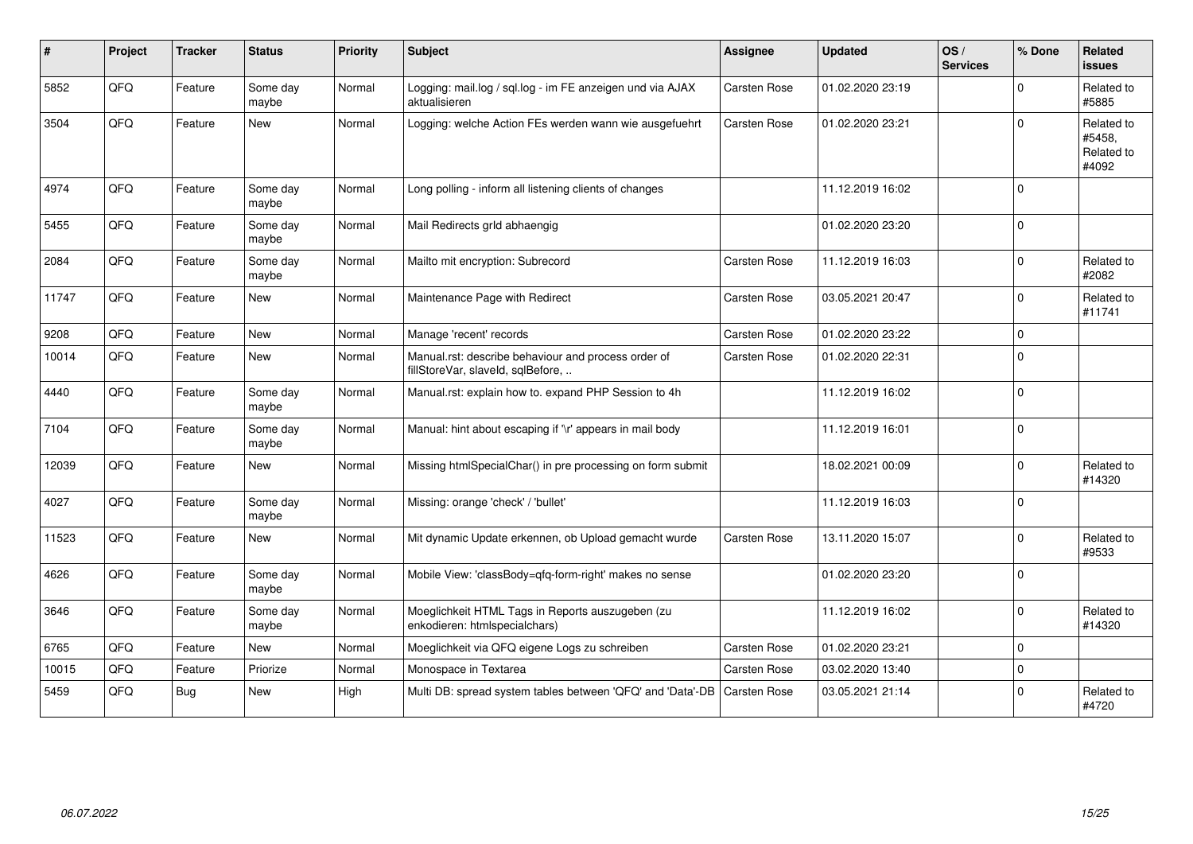| # | Project | Tracker | Status | Priority | Subject | Assignee | Updated | OS / Services | % Done | Related issues |
|---|---|---|---|---|---|---|---|---|---|---|
| 5852 | QFQ | Feature | Some day maybe | Normal | Logging: mail.log / sql.log - im FE anzeigen und via AJAX aktualisieren | Carsten Rose | 01.02.2020 23:19 | | 0 | Related to #5885 |
| 3504 | QFQ | Feature | New | Normal | Logging: welche Action FEs werden wann wie ausgefuehrt | Carsten Rose | 01.02.2020 23:21 | | 0 | Related to #5458, Related to #4092 |
| 4974 | QFQ | Feature | Some day maybe | Normal | Long polling - inform all listening clients of changes | | 11.12.2019 16:02 | | 0 | |
| 5455 | QFQ | Feature | Some day maybe | Normal | Mail Redirects grId abhaengig | | 01.02.2020 23:20 | | 0 | |
| 2084 | QFQ | Feature | Some day maybe | Normal | Mailto mit encryption: Subrecord | Carsten Rose | 11.12.2019 16:03 | | 0 | Related to #2082 |
| 11747 | QFQ | Feature | New | Normal | Maintenance Page with Redirect | Carsten Rose | 03.05.2021 20:47 | | 0 | Related to #11741 |
| 9208 | QFQ | Feature | New | Normal | Manage 'recent' records | Carsten Rose | 01.02.2020 23:22 | | 0 | |
| 10014 | QFQ | Feature | New | Normal | Manual.rst: describe behaviour and process order of fillStoreVar, slaveId, sqlBefore, .. | Carsten Rose | 01.02.2020 22:31 | | 0 | |
| 4440 | QFQ | Feature | Some day maybe | Normal | Manual.rst: explain how to. expand PHP Session to 4h | | 11.12.2019 16:02 | | 0 | |
| 7104 | QFQ | Feature | Some day maybe | Normal | Manual: hint about escaping if '\r' appears in mail body | | 11.12.2019 16:01 | | 0 | |
| 12039 | QFQ | Feature | New | Normal | Missing htmlSpecialChar() in pre processing on form submit | | 18.02.2021 00:09 | | 0 | Related to #14320 |
| 4027 | QFQ | Feature | Some day maybe | Normal | Missing: orange 'check' / 'bullet' | | 11.12.2019 16:03 | | 0 | |
| 11523 | QFQ | Feature | New | Normal | Mit dynamic Update erkennen, ob Upload gemacht wurde | Carsten Rose | 13.11.2020 15:07 | | 0 | Related to #9533 |
| 4626 | QFQ | Feature | Some day maybe | Normal | Mobile View: 'classBody=qfq-form-right' makes no sense | | 01.02.2020 23:20 | | 0 | |
| 3646 | QFQ | Feature | Some day maybe | Normal | Moeglichkeit HTML Tags in Reports auszugeben (zu enkodieren: htmlspecialchars) | | 11.12.2019 16:02 | | 0 | Related to #14320 |
| 6765 | QFQ | Feature | New | Normal | Moeglichkeit via QFQ eigene Logs zu schreiben | Carsten Rose | 01.02.2020 23:21 | | 0 | |
| 10015 | QFQ | Feature | Priorize | Normal | Monospace in Textarea | Carsten Rose | 03.02.2020 13:40 | | 0 | |
| 5459 | QFQ | Bug | New | High | Multi DB: spread system tables between 'QFQ' and 'Data'-DB | Carsten Rose | 03.05.2021 21:14 | | 0 | Related to #4720 |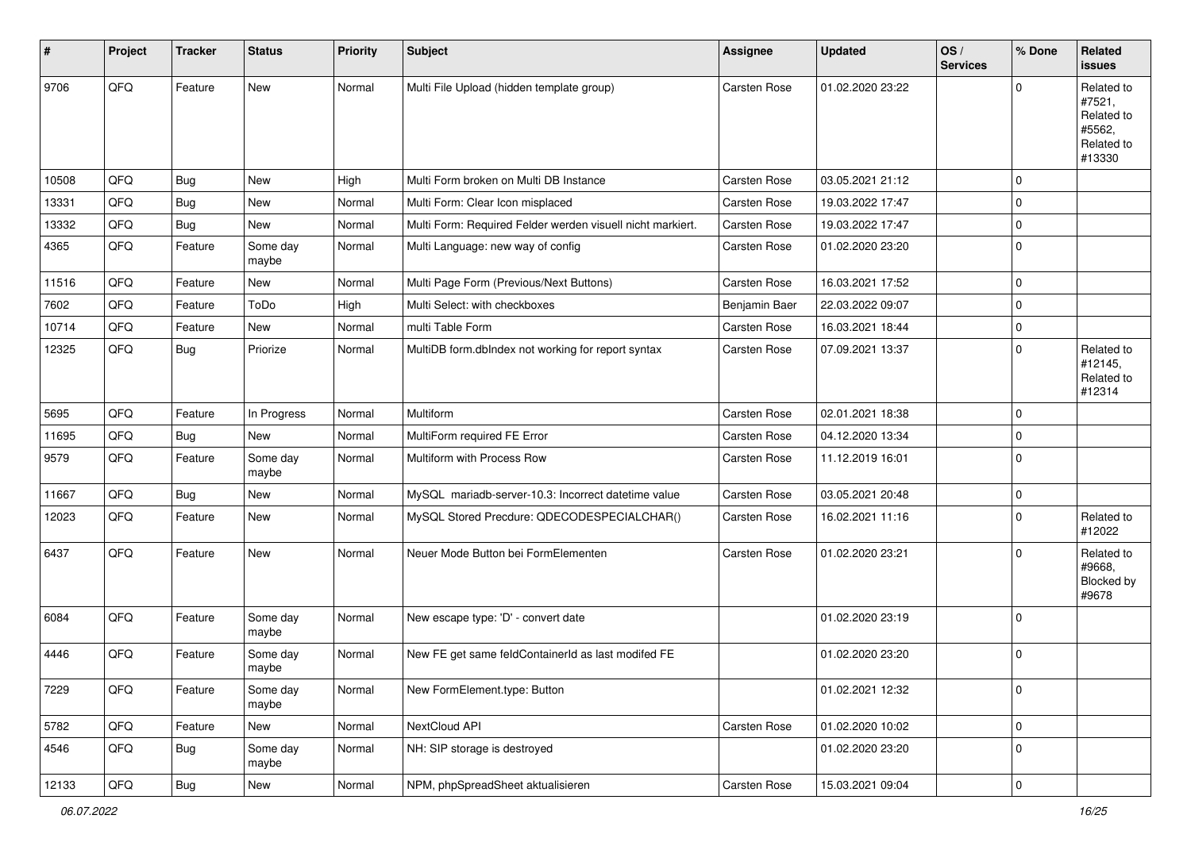| # | Project | Tracker | Status | Priority | Subject | Assignee | Updated | OS / Services | % Done | Related issues |
|---|---|---|---|---|---|---|---|---|---|---|
| 9706 | QFQ | Feature | New | Normal | Multi File Upload (hidden template group) | Carsten Rose | 01.02.2020 23:22 | | 0 | Related to #7521, Related to #5562, Related to #13330 |
| 10508 | QFQ | Bug | New | High | Multi Form broken on Multi DB Instance | Carsten Rose | 03.05.2021 21:12 | | 0 | |
| 13331 | QFQ | Bug | New | Normal | Multi Form: Clear Icon misplaced | Carsten Rose | 19.03.2022 17:47 | | 0 | |
| 13332 | QFQ | Bug | New | Normal | Multi Form: Required Felder werden visuell nicht markiert. | Carsten Rose | 19.03.2022 17:47 | | 0 | |
| 4365 | QFQ | Feature | Some day maybe | Normal | Multi Language: new way of config | Carsten Rose | 01.02.2020 23:20 | | 0 | |
| 11516 | QFQ | Feature | New | Normal | Multi Page Form (Previous/Next Buttons) | Carsten Rose | 16.03.2021 17:52 | | 0 | |
| 7602 | QFQ | Feature | ToDo | High | Multi Select: with checkboxes | Benjamin Baer | 22.03.2022 09:07 | | 0 | |
| 10714 | QFQ | Feature | New | Normal | multi Table Form | Carsten Rose | 16.03.2021 18:44 | | 0 | |
| 12325 | QFQ | Bug | Priorize | Normal | MultiDB form.dbIndex not working for report syntax | Carsten Rose | 07.09.2021 13:37 | | 0 | Related to #12145, Related to #12314 |
| 5695 | QFQ | Feature | In Progress | Normal | Multiform | Carsten Rose | 02.01.2021 18:38 | | 0 | |
| 11695 | QFQ | Bug | New | Normal | MultiForm required FE Error | Carsten Rose | 04.12.2020 13:34 | | 0 | |
| 9579 | QFQ | Feature | Some day maybe | Normal | Multiform with Process Row | Carsten Rose | 11.12.2019 16:01 | | 0 | |
| 11667 | QFQ | Bug | New | Normal | MySQL mariadb-server-10.3: Incorrect datetime value | Carsten Rose | 03.05.2021 20:48 | | 0 | |
| 12023 | QFQ | Feature | New | Normal | MySQL Stored Precdure: QDECODESPECIALCHAR() | Carsten Rose | 16.02.2021 11:16 | | 0 | Related to #12022 |
| 6437 | QFQ | Feature | New | Normal | Neuer Mode Button bei FormElementen | Carsten Rose | 01.02.2020 23:21 | | 0 | Related to #9668, Blocked by #9678 |
| 6084 | QFQ | Feature | Some day maybe | Normal | New escape type: 'D' - convert date | | 01.02.2020 23:19 | | 0 | |
| 4446 | QFQ | Feature | Some day maybe | Normal | New FE get same feldContainerId as last modifed FE | | 01.02.2020 23:20 | | 0 | |
| 7229 | QFQ | Feature | Some day maybe | Normal | New FormElement.type: Button | | 01.02.2021 12:32 | | 0 | |
| 5782 | QFQ | Feature | New | Normal | NextCloud API | Carsten Rose | 01.02.2020 10:02 | | 0 | |
| 4546 | QFQ | Bug | Some day maybe | Normal | NH: SIP storage is destroyed | | 01.02.2020 23:20 | | 0 | |
| 12133 | QFQ | Bug | New | Normal | NPM, phpSpreadSheet aktualisieren | Carsten Rose | 15.03.2021 09:04 | | 0 | |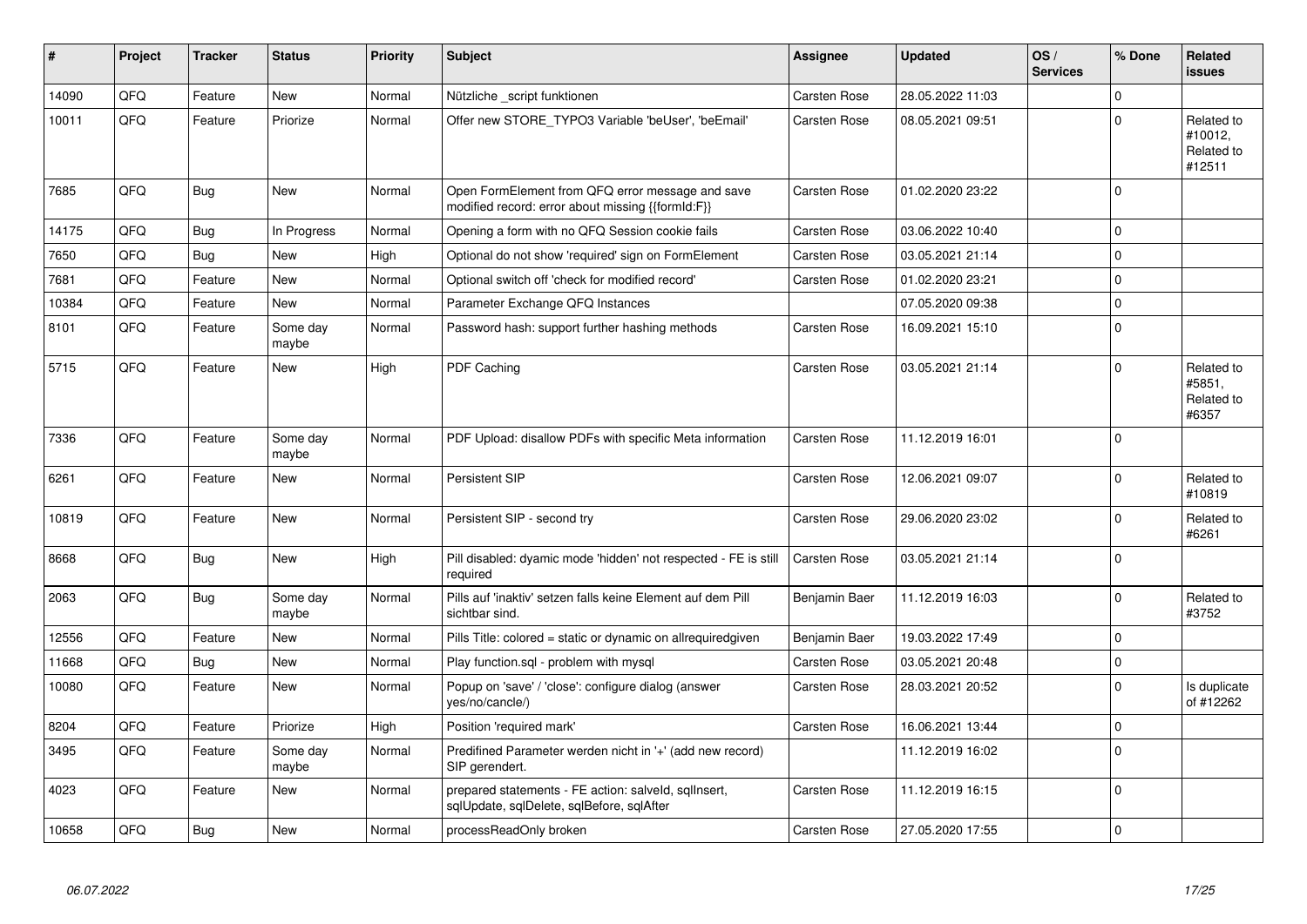| # | Project | Tracker | Status | Priority | Subject | Assignee | Updated | OS / Services | % Done | Related issues |
|---|---|---|---|---|---|---|---|---|---|---|
| 14090 | QFO | Feature | New | Normal | Nützliche _script funktionen | Carsten Rose | 28.05.2022 11:03 | | 0 | |
| 10011 | QFQ | Feature | Priorize | Normal | Offer new STORE_TYPO3 Variable 'beUser', 'beEmail' | Carsten Rose | 08.05.2021 09:51 | | 0 | Related to #10012, Related to #12511 |
| 7685 | QFQ | Bug | New | Normal | Open FormElement from QFQ error message and save modified record: error about missing {{formId:F}} | Carsten Rose | 01.02.2020 23:22 | | 0 | |
| 14175 | QFQ | Bug | In Progress | Normal | Opening a form with no QFQ Session cookie fails | Carsten Rose | 03.06.2022 10:40 | | 0 | |
| 7650 | QFQ | Bug | New | High | Optional do not show 'required' sign on FormElement | Carsten Rose | 03.05.2021 21:14 | | 0 | |
| 7681 | QFQ | Feature | New | Normal | Optional switch off 'check for modified record' | Carsten Rose | 01.02.2020 23:21 | | 0 | |
| 10384 | QFQ | Feature | New | Normal | Parameter Exchange QFQ Instances | | 07.05.2020 09:38 | | 0 | |
| 8101 | QFQ | Feature | Some day maybe | Normal | Password hash: support further hashing methods | Carsten Rose | 16.09.2021 15:10 | | 0 | |
| 5715 | QFQ | Feature | New | High | PDF Caching | Carsten Rose | 03.05.2021 21:14 | | 0 | Related to #5851, Related to #6357 |
| 7336 | QFQ | Feature | Some day maybe | Normal | PDF Upload: disallow PDFs with specific Meta information | Carsten Rose | 11.12.2019 16:01 | | 0 | |
| 6261 | QFQ | Feature | New | Normal | Persistent SIP | Carsten Rose | 12.06.2021 09:07 | | 0 | Related to #10819 |
| 10819 | QFQ | Feature | New | Normal | Persistent SIP - second try | Carsten Rose | 29.06.2020 23:02 | | 0 | Related to #6261 |
| 8668 | QFQ | Bug | New | High | Pill disabled: dyamic mode 'hidden' not respected - FE is still required | Carsten Rose | 03.05.2021 21:14 | | 0 | |
| 2063 | QFQ | Bug | Some day maybe | Normal | Pills auf 'inaktiv' setzen falls keine Element auf dem Pill sichtbar sind. | Benjamin Baer | 11.12.2019 16:03 | | 0 | Related to #3752 |
| 12556 | QFQ | Feature | New | Normal | Pills Title: colored = static or dynamic on allrequiredgiven | Benjamin Baer | 19.03.2022 17:49 | | 0 | |
| 11668 | QFQ | Bug | New | Normal | Play function.sql - problem with mysql | Carsten Rose | 03.05.2021 20:48 | | 0 | |
| 10080 | QFQ | Feature | New | Normal | Popup on 'save' / 'close': configure dialog (answer yes/no/cancle/) | Carsten Rose | 28.03.2021 20:52 | | 0 | Is duplicate of #12262 |
| 8204 | QFQ | Feature | Priorize | High | Position 'required mark' | Carsten Rose | 16.06.2021 13:44 | | 0 | |
| 3495 | QFQ | Feature | Some day maybe | Normal | Predifined Parameter werden nicht in '+' (add new record) SIP gerendert. | | 11.12.2019 16:02 | | 0 | |
| 4023 | QFQ | Feature | New | Normal | prepared statements - FE action: salveld, sqlInsert, sqlUpdate, sqlDelete, sqlBefore, sqlAfter | Carsten Rose | 11.12.2019 16:15 | | 0 | |
| 10658 | QFQ | Bug | New | Normal | processReadOnly broken | Carsten Rose | 27.05.2020 17:55 | | 0 | |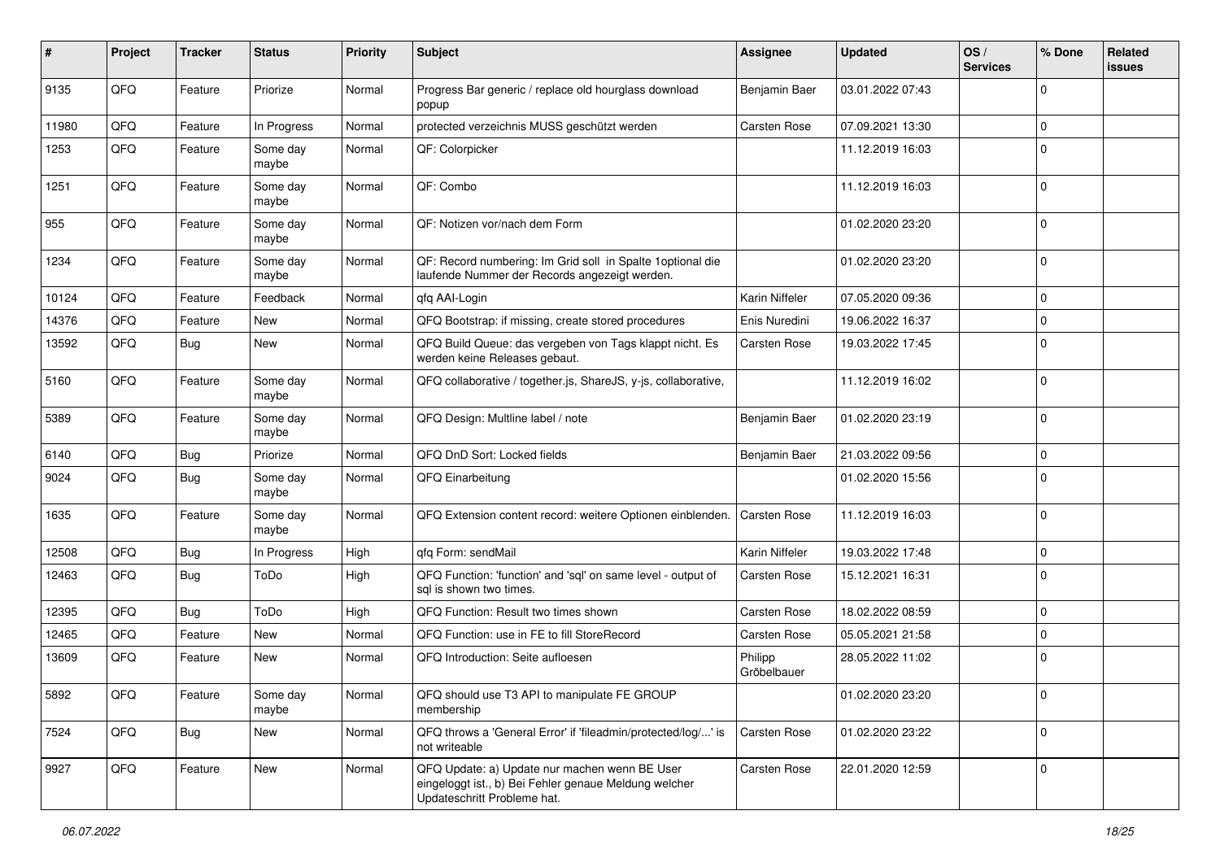| # | Project | Tracker | Status | Priority | Subject | Assignee | Updated | OS / Services | % Done | Related issues |
|---|---|---|---|---|---|---|---|---|---|---|
| 9135 | QFQ | Feature | Priorize | Normal | Progress Bar generic / replace old hourglass download popup | Benjamin Baer | 03.01.2022 07:43 | | 0 | |
| 11980 | QFQ | Feature | In Progress | Normal | protected verzeichnis MUSS geschützt werden | Carsten Rose | 07.09.2021 13:30 | | 0 | |
| 1253 | QFQ | Feature | Some day maybe | Normal | QF: Colorpicker | | 11.12.2019 16:03 | | 0 | |
| 1251 | QFQ | Feature | Some day maybe | Normal | QF: Combo | | 11.12.2019 16:03 | | 0 | |
| 955 | QFQ | Feature | Some day maybe | Normal | QF: Notizen vor/nach dem Form | | 01.02.2020 23:20 | | 0 | |
| 1234 | QFQ | Feature | Some day maybe | Normal | QF: Record numbering: Im Grid soll in Spalte 1optional die laufende Nummer der Records angezeigt werden. | | 01.02.2020 23:20 | | 0 | |
| 10124 | QFQ | Feature | Feedback | Normal | qfq AAI-Login | Karin Niffeler | 07.05.2020 09:36 | | 0 | |
| 14376 | QFQ | Feature | New | Normal | QFQ Bootstrap: if missing, create stored procedures | Enis Nuredini | 19.06.2022 16:37 | | 0 | |
| 13592 | QFQ | Bug | New | Normal | QFQ Build Queue: das vergeben von Tags klappt nicht. Es werden keine Releases gebaut. | Carsten Rose | 19.03.2022 17:45 | | 0 | |
| 5160 | QFQ | Feature | Some day maybe | Normal | QFQ collaborative / together.js, ShareJS, y-js, collaborative, | | 11.12.2019 16:02 | | 0 | |
| 5389 | QFQ | Feature | Some day maybe | Normal | QFQ Design: Multline label / note | Benjamin Baer | 01.02.2020 23:19 | | 0 | |
| 6140 | QFQ | Bug | Priorize | Normal | QFQ DnD Sort: Locked fields | Benjamin Baer | 21.03.2022 09:56 | | 0 | |
| 9024 | QFQ | Bug | Some day maybe | Normal | QFQ Einarbeitung | | 01.02.2020 15:56 | | 0 | |
| 1635 | QFQ | Feature | Some day maybe | Normal | QFQ Extension content record: weitere Optionen einblenden. | Carsten Rose | 11.12.2019 16:03 | | 0 | |
| 12508 | QFQ | Bug | In Progress | High | qfq Form: sendMail | Karin Niffeler | 19.03.2022 17:48 | | 0 | |
| 12463 | QFQ | Bug | ToDo | High | QFQ Function: 'function' and 'sql' on same level - output of sql is shown two times. | Carsten Rose | 15.12.2021 16:31 | | 0 | |
| 12395 | QFQ | Bug | ToDo | High | QFQ Function: Result two times shown | Carsten Rose | 18.02.2022 08:59 | | 0 | |
| 12465 | QFQ | Feature | New | Normal | QFQ Function: use in FE to fill StoreRecord | Carsten Rose | 05.05.2021 21:58 | | 0 | |
| 13609 | QFQ | Feature | New | Normal | QFQ Introduction: Seite aufloesen | Philipp Gröbelbauer | 28.05.2022 11:02 | | 0 | |
| 5892 | QFQ | Feature | Some day maybe | Normal | QFQ should use T3 API to manipulate FE GROUP membership | | 01.02.2020 23:20 | | 0 | |
| 7524 | QFQ | Bug | New | Normal | QFQ throws a 'General Error' if 'fileadmin/protected/log/...' is not writeable | Carsten Rose | 01.02.2020 23:22 | | 0 | |
| 9927 | QFQ | Feature | New | Normal | QFQ Update: a) Update nur machen wenn BE User eingeloggt ist., b) Bei Fehler genaue Meldung welcher Updateschritt Probleme hat. | Carsten Rose | 22.01.2020 12:59 | | 0 | |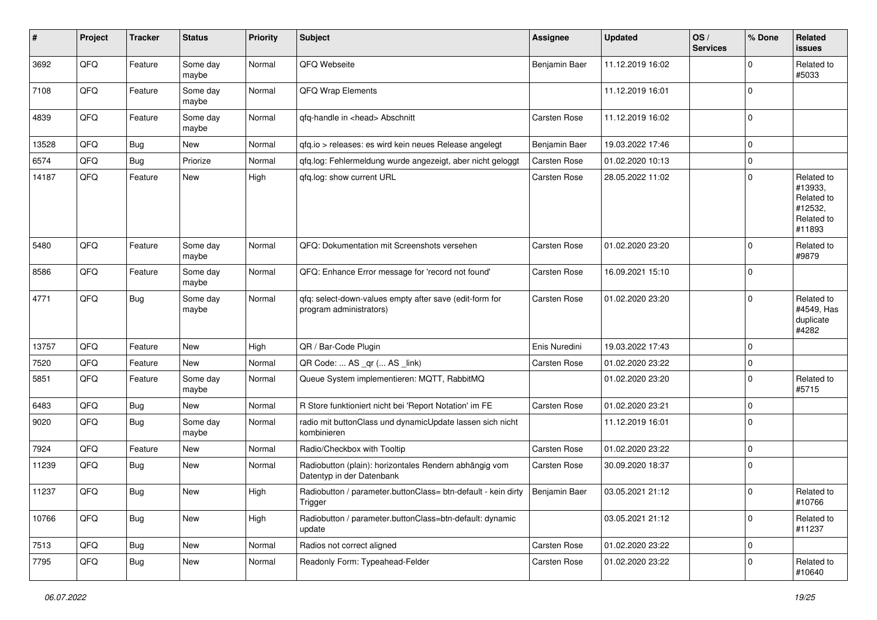| # | Project | Tracker | Status | Priority | Subject | Assignee | Updated | OS / Services | % Done | Related issues |
|---|---|---|---|---|---|---|---|---|---|---|
| 3692 | QFQ | Feature | Some day maybe | Normal | QFQ Webseite | Benjamin Baer | 11.12.2019 16:02 | | 0 | Related to #5033 |
| 7108 | QFQ | Feature | Some day maybe | Normal | QFQ Wrap Elements | | 11.12.2019 16:01 | | 0 | |
| 4839 | QFQ | Feature | Some day maybe | Normal | qfq-handle in <head> Abschnitt | Carsten Rose | 11.12.2019 16:02 | | 0 | |
| 13528 | QFQ | Bug | New | Normal | qfq.io > releases: es wird kein neues Release angelegt | Benjamin Baer | 19.03.2022 17:46 | | 0 | |
| 6574 | QFQ | Bug | Priorize | Normal | qfq.log: Fehlermeldung wurde angezeigt, aber nicht geloggt | Carsten Rose | 01.02.2020 10:13 | | 0 | |
| 14187 | QFQ | Feature | New | High | qfq.log: show current URL | Carsten Rose | 28.05.2022 11:02 | | 0 | Related to #13933, Related to #12532, Related to #11893 |
| 5480 | QFQ | Feature | Some day maybe | Normal | QFQ: Dokumentation mit Screenshots versehen | Carsten Rose | 01.02.2020 23:20 | | 0 | Related to #9879 |
| 8586 | QFQ | Feature | Some day maybe | Normal | QFQ: Enhance Error message for 'record not found' | Carsten Rose | 16.09.2021 15:10 | | 0 | |
| 4771 | QFQ | Bug | Some day maybe | Normal | qfq: select-down-values empty after save (edit-form for program administrators) | Carsten Rose | 01.02.2020 23:20 | | 0 | Related to #4549, Has duplicate #4282 |
| 13757 | QFQ | Feature | New | High | QR / Bar-Code Plugin | Enis Nuredini | 19.03.2022 17:43 | | 0 | |
| 7520 | QFQ | Feature | New | Normal | QR Code: ... AS _qr ( ... AS _link) | Carsten Rose | 01.02.2020 23:22 | | 0 | |
| 5851 | QFQ | Feature | Some day maybe | Normal | Queue System implementieren: MQTT, RabbitMQ | | 01.02.2020 23:20 | | 0 | Related to #5715 |
| 6483 | QFQ | Bug | New | Normal | R Store funktioniert nicht bei 'Report Notation' im FE | Carsten Rose | 01.02.2020 23:21 | | 0 | |
| 9020 | QFQ | Bug | Some day maybe | Normal | radio mit buttonClass und dynamicUpdate lassen sich nicht kombinieren | | 11.12.2019 16:01 | | 0 | |
| 7924 | QFQ | Feature | New | Normal | Radio/Checkbox with Tooltip | Carsten Rose | 01.02.2020 23:22 | | 0 | |
| 11239 | QFQ | Bug | New | Normal | Radiobutton (plain): horizontales Rendern abhängig vom Datentyp in der Datenbank | Carsten Rose | 30.09.2020 18:37 | | 0 | |
| 11237 | QFQ | Bug | New | High | Radiobutton / parameter.buttonClass= btn-default - kein dirty Trigger | Benjamin Baer | 03.05.2021 21:12 | | 0 | Related to #10766 |
| 10766 | QFQ | Bug | New | High | Radiobutton / parameter.buttonClass=btn-default: dynamic update | | 03.05.2021 21:12 | | 0 | Related to #11237 |
| 7513 | QFQ | Bug | New | Normal | Radios not correct aligned | Carsten Rose | 01.02.2020 23:22 | | 0 | |
| 7795 | QFQ | Bug | New | Normal | Readonly Form: Typeahead-Felder | Carsten Rose | 01.02.2020 23:22 | | 0 | Related to #10640 |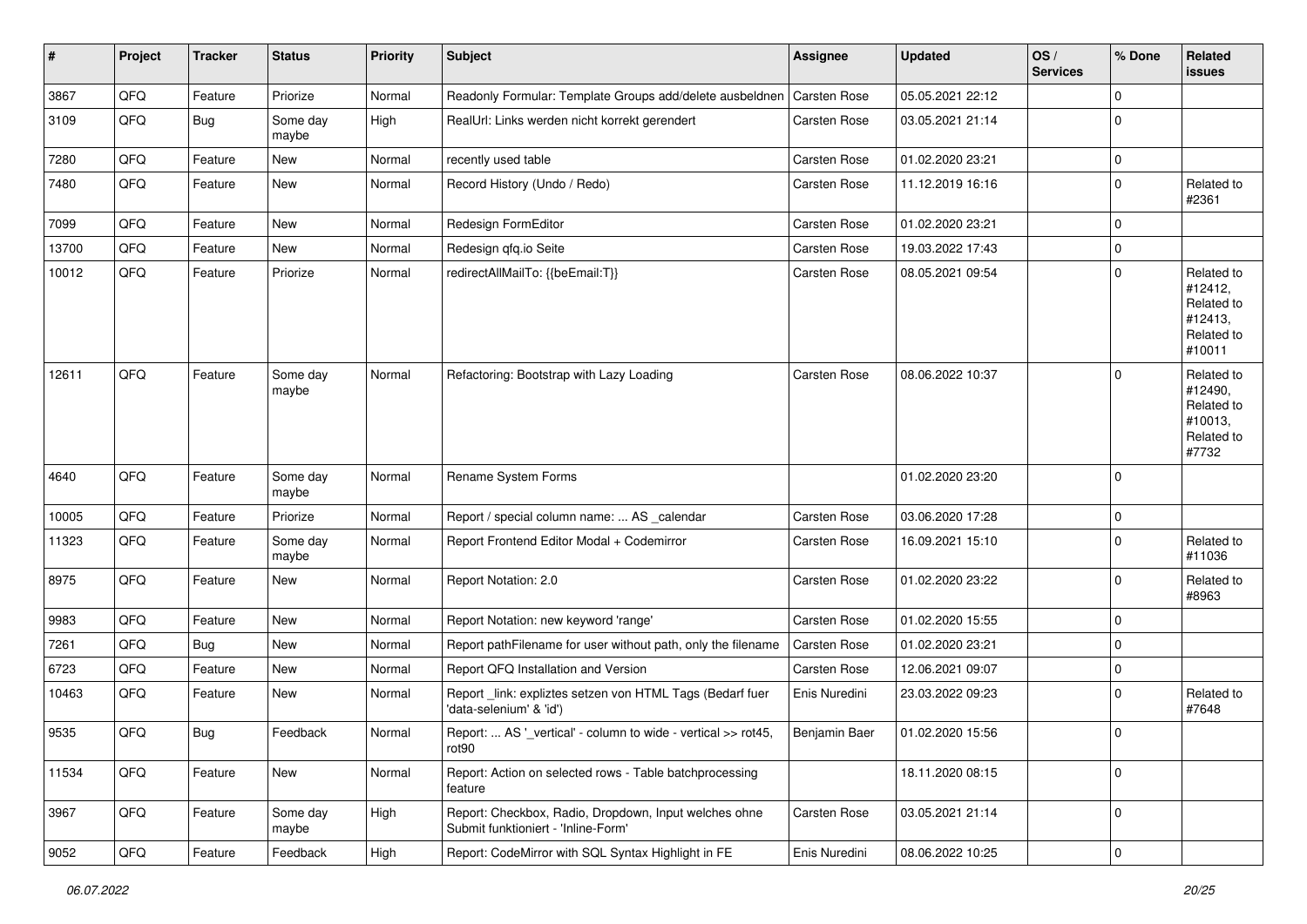| # | Project | Tracker | Status | Priority | Subject | Assignee | Updated | OS / Services | % Done | Related issues |
|---|---|---|---|---|---|---|---|---|---|---|
| 3867 | QFQ | Feature | Priorize | Normal | Readonly Formular: Template Groups add/delete ausbeldnen | Carsten Rose | 05.05.2021 22:12 | | 0 | |
| 3109 | QFQ | Bug | Some day maybe | High | RealUrl: Links werden nicht korrekt gerendert | Carsten Rose | 03.05.2021 21:14 | | 0 | |
| 7280 | QFQ | Feature | New | Normal | recently used table | Carsten Rose | 01.02.2020 23:21 | | 0 | |
| 7480 | QFQ | Feature | New | Normal | Record History (Undo / Redo) | Carsten Rose | 11.12.2019 16:16 | | 0 | Related to #2361 |
| 7099 | QFQ | Feature | New | Normal | Redesign FormEditor | Carsten Rose | 01.02.2020 23:21 | | 0 | |
| 13700 | QFQ | Feature | New | Normal | Redesign qfq.io Seite | Carsten Rose | 19.03.2022 17:43 | | 0 | |
| 10012 | QFQ | Feature | Priorize | Normal | redirectAllMailTo: {{beEmail:T}} | Carsten Rose | 08.05.2021 09:54 | | 0 | Related to #12412, Related to #12413, Related to #10011 |
| 12611 | QFQ | Feature | Some day maybe | Normal | Refactoring: Bootstrap with Lazy Loading | Carsten Rose | 08.06.2022 10:37 | | 0 | Related to #12490, Related to #10013, Related to #7732 |
| 4640 | QFQ | Feature | Some day maybe | Normal | Rename System Forms | | 01.02.2020 23:20 | | 0 | |
| 10005 | QFQ | Feature | Priorize | Normal | Report / special column name: ... AS _calendar | Carsten Rose | 03.06.2020 17:28 | | 0 | |
| 11323 | QFQ | Feature | Some day maybe | Normal | Report Frontend Editor Modal + Codemirror | Carsten Rose | 16.09.2021 15:10 | | 0 | Related to #11036 |
| 8975 | QFQ | Feature | New | Normal | Report Notation: 2.0 | Carsten Rose | 01.02.2020 23:22 | | 0 | Related to #8963 |
| 9983 | QFQ | Feature | New | Normal | Report Notation: new keyword 'range' | Carsten Rose | 01.02.2020 15:55 | | 0 | |
| 7261 | QFQ | Bug | New | Normal | Report pathFilename for user without path, only the filename | Carsten Rose | 01.02.2020 23:21 | | 0 | |
| 6723 | QFQ | Feature | New | Normal | Report QFQ Installation and Version | Carsten Rose | 12.06.2021 09:07 | | 0 | |
| 10463 | QFQ | Feature | New | Normal | Report _link: expliztes setzen von HTML Tags (Bedarf fuer 'data-selenium' & 'id') | Enis Nuredini | 23.03.2022 09:23 | | 0 | Related to #7648 |
| 9535 | QFQ | Bug | Feedback | Normal | Report: ... AS '_vertical' - column to wide - vertical >> rot45, rot90 | Benjamin Baer | 01.02.2020 15:56 | | 0 | |
| 11534 | QFQ | Feature | New | Normal | Report: Action on selected rows - Table batchprocessing feature | | 18.11.2020 08:15 | | 0 | |
| 3967 | QFQ | Feature | Some day maybe | High | Report: Checkbox, Radio, Dropdown, Input welches ohne Submit funktioniert - 'Inline-Form' | Carsten Rose | 03.05.2021 21:14 | | 0 | |
| 9052 | QFQ | Feature | Feedback | High | Report: CodeMirror with SQL Syntax Highlight in FE | Enis Nuredini | 08.06.2022 10:25 | | 0 | |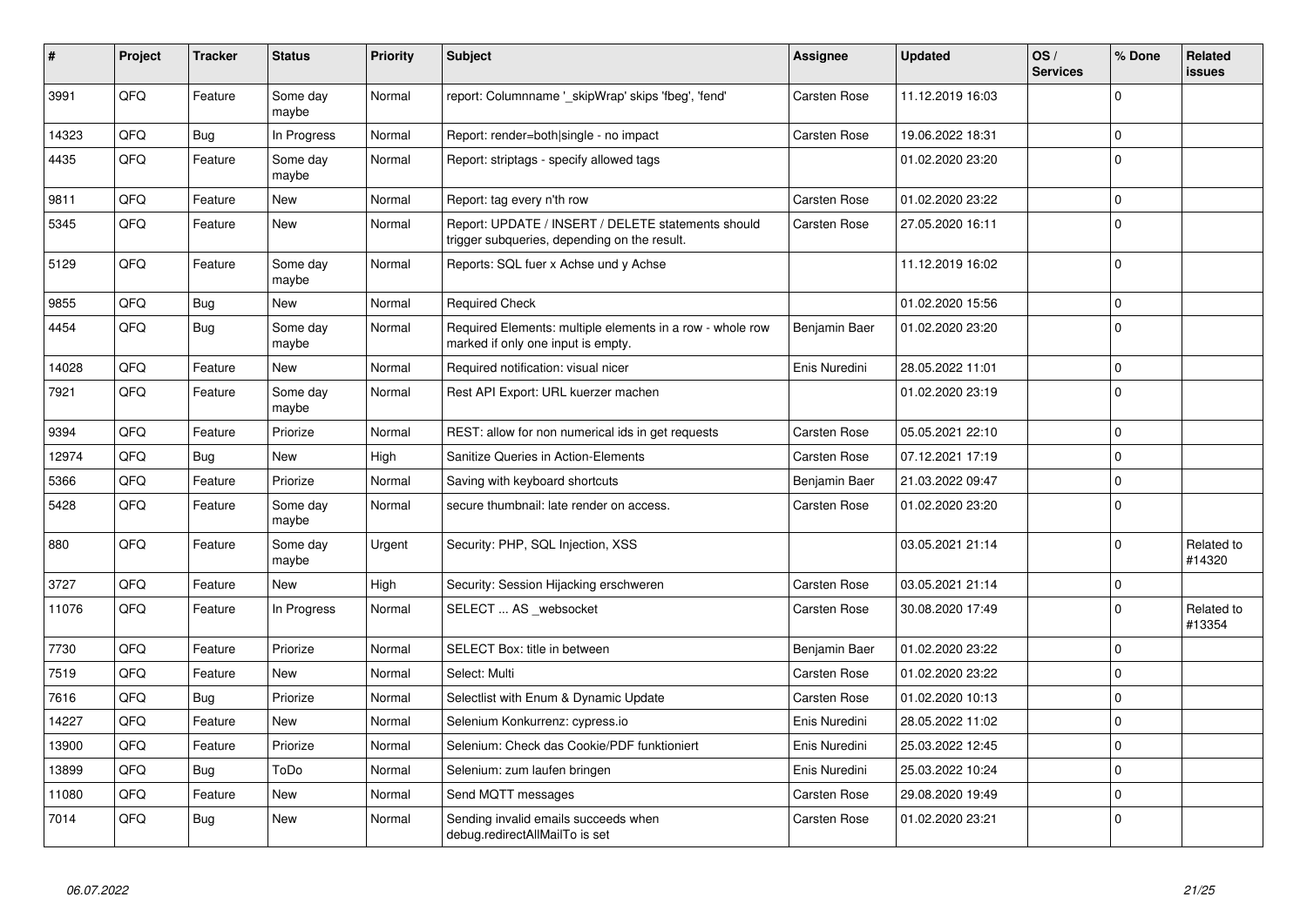| # | Project | Tracker | Status | Priority | Subject | Assignee | Updated | OS / Services | % Done | Related issues |
|---|---|---|---|---|---|---|---|---|---|---|
| 3991 | QFQ | Feature | Some day maybe | Normal | report: Columnname '_skipWrap' skips 'fbeg', 'fend' | Carsten Rose | 11.12.2019 16:03 | | 0 | |
| 14323 | QFQ | Bug | In Progress | Normal | Report: render=both\|single - no impact | Carsten Rose | 19.06.2022 18:31 | | 0 | |
| 4435 | QFQ | Feature | Some day maybe | Normal | Report: striptags - specify allowed tags | | 01.02.2020 23:20 | | 0 | |
| 9811 | QFQ | Feature | New | Normal | Report: tag every n'th row | Carsten Rose | 01.02.2020 23:22 | | 0 | |
| 5345 | QFQ | Feature | New | Normal | Report: UPDATE / INSERT / DELETE statements should trigger subqueries, depending on the result. | Carsten Rose | 27.05.2020 16:11 | | 0 | |
| 5129 | QFQ | Feature | Some day maybe | Normal | Reports: SQL fuer x Achse und y Achse | | 11.12.2019 16:02 | | 0 | |
| 9855 | QFQ | Bug | New | Normal | Required Check | | 01.02.2020 15:56 | | 0 | |
| 4454 | QFQ | Bug | Some day maybe | Normal | Required Elements: multiple elements in a row - whole row marked if only one input is empty. | Benjamin Baer | 01.02.2020 23:20 | | 0 | |
| 14028 | QFQ | Feature | New | Normal | Required notification: visual nicer | Enis Nuredini | 28.05.2022 11:01 | | 0 | |
| 7921 | QFQ | Feature | Some day maybe | Normal | Rest API Export: URL kuerzer machen | | 01.02.2020 23:19 | | 0 | |
| 9394 | QFQ | Feature | Priorize | Normal | REST: allow for non numerical ids in get requests | Carsten Rose | 05.05.2021 22:10 | | 0 | |
| 12974 | QFQ | Bug | New | High | Sanitize Queries in Action-Elements | Carsten Rose | 07.12.2021 17:19 | | 0 | |
| 5366 | QFQ | Feature | Priorize | Normal | Saving with keyboard shortcuts | Benjamin Baer | 21.03.2022 09:47 | | 0 | |
| 5428 | QFQ | Feature | Some day maybe | Normal | secure thumbnail: late render on access. | Carsten Rose | 01.02.2020 23:20 | | 0 | |
| 880 | QFQ | Feature | Some day maybe | Urgent | Security: PHP, SQL Injection, XSS | | 03.05.2021 21:14 | | 0 | Related to #14320 |
| 3727 | QFQ | Feature | New | High | Security: Session Hijacking erschweren | Carsten Rose | 03.05.2021 21:14 | | 0 | |
| 11076 | QFQ | Feature | In Progress | Normal | SELECT ... AS _websocket | Carsten Rose | 30.08.2020 17:49 | | 0 | Related to #13354 |
| 7730 | QFQ | Feature | Priorize | Normal | SELECT Box: title in between | Benjamin Baer | 01.02.2020 23:22 | | 0 | |
| 7519 | QFQ | Feature | New | Normal | Select: Multi | Carsten Rose | 01.02.2020 23:22 | | 0 | |
| 7616 | QFQ | Bug | Priorize | Normal | Selectlist with Enum & Dynamic Update | Carsten Rose | 01.02.2020 10:13 | | 0 | |
| 14227 | QFQ | Feature | New | Normal | Selenium Konkurrenz: cypress.io | Enis Nuredini | 28.05.2022 11:02 | | 0 | |
| 13900 | QFQ | Feature | Priorize | Normal | Selenium: Check das Cookie/PDF funktioniert | Enis Nuredini | 25.03.2022 12:45 | | 0 | |
| 13899 | QFQ | Bug | ToDo | Normal | Selenium: zum laufen bringen | Enis Nuredini | 25.03.2022 10:24 | | 0 | |
| 11080 | QFQ | Feature | New | Normal | Send MQTT messages | Carsten Rose | 29.08.2020 19:49 | | 0 | |
| 7014 | QFQ | Bug | New | Normal | Sending invalid emails succeeds when debug.redirectAllMailTo is set | Carsten Rose | 01.02.2020 23:21 | | 0 | |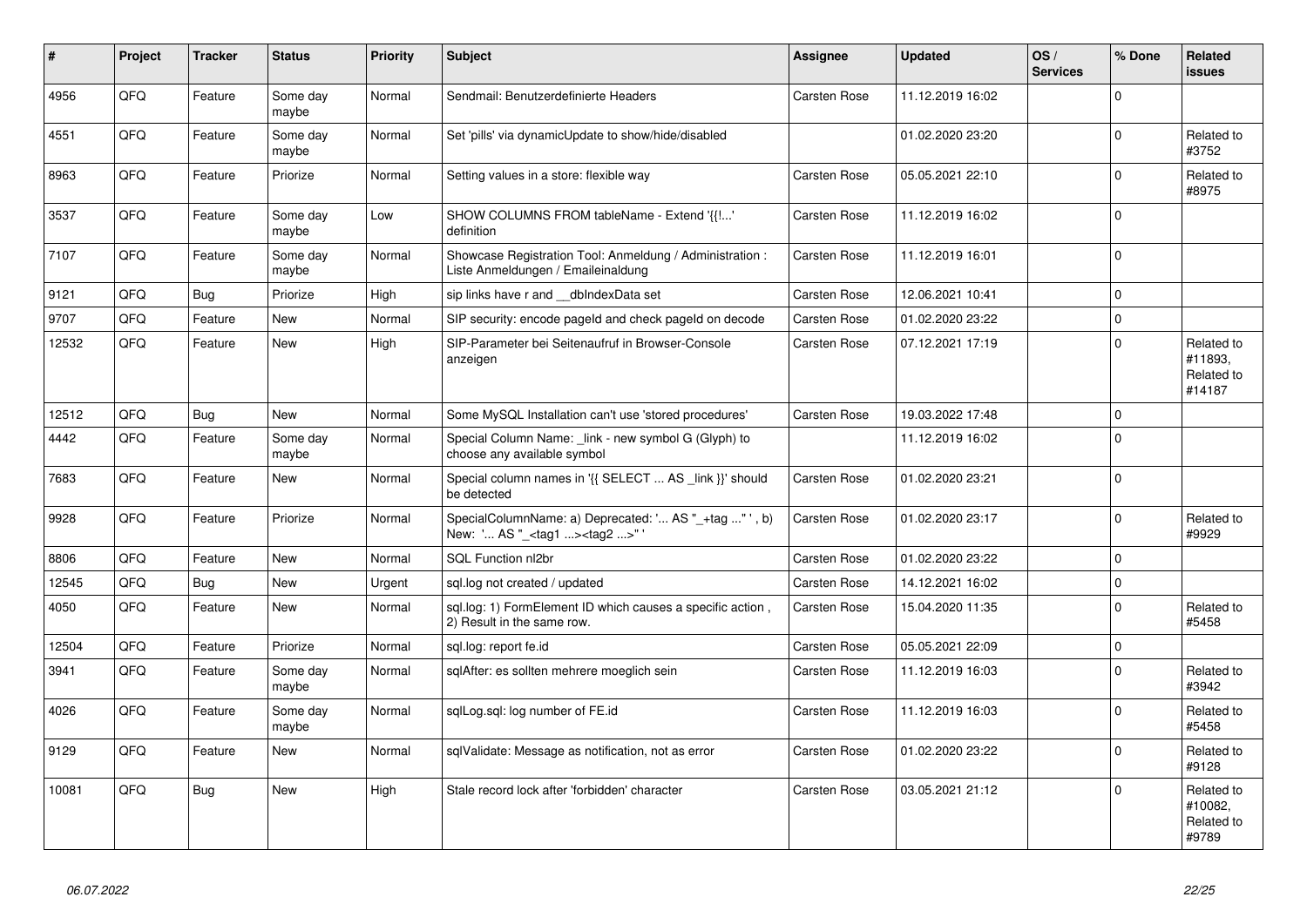| # | Project | Tracker | Status | Priority | Subject | Assignee | Updated | OS / Services | % Done | Related issues |
|---|---|---|---|---|---|---|---|---|---|---|
| 4956 | QFQ | Feature | Some day maybe | Normal | Sendmail: Benutzerdefinierte Headers | Carsten Rose | 11.12.2019 16:02 | | 0 | |
| 4551 | QFQ | Feature | Some day maybe | Normal | Set 'pills' via dynamicUpdate to show/hide/disabled | | 01.02.2020 23:20 | | 0 | Related to #3752 |
| 8963 | QFQ | Feature | Priorize | Normal | Setting values in a store: flexible way | Carsten Rose | 05.05.2021 22:10 | | 0 | Related to #8975 |
| 3537 | QFQ | Feature | Some day maybe | Low | SHOW COLUMNS FROM tableName - Extend '{{!...' definition | Carsten Rose | 11.12.2019 16:02 | | 0 | |
| 7107 | QFQ | Feature | Some day maybe | Normal | Showcase Registration Tool: Anmeldung / Administration : Liste Anmeldungen / Emaileinaldung | Carsten Rose | 11.12.2019 16:01 | | 0 | |
| 9121 | QFQ | Bug | Priorize | High | sip links have r and __dbIndexData set | Carsten Rose | 12.06.2021 10:41 | | 0 | |
| 9707 | QFQ | Feature | New | Normal | SIP security: encode pageId and check pageId on decode | Carsten Rose | 01.02.2020 23:22 | | 0 | |
| 12532 | QFQ | Feature | New | High | SIP-Parameter bei Seitenaufruf in Browser-Console anzeigen | Carsten Rose | 07.12.2021 17:19 | | 0 | Related to #11893, Related to #14187 |
| 12512 | QFQ | Bug | New | Normal | Some MySQL Installation can't use 'stored procedures' | Carsten Rose | 19.03.2022 17:48 | | 0 | |
| 4442 | QFQ | Feature | Some day maybe | Normal | Special Column Name: _link - new symbol G (Glyph) to choose any available symbol | | 11.12.2019 16:02 | | 0 | |
| 7683 | QFQ | Feature | New | Normal | Special column names in '{{ SELECT ... AS _link }}' should be detected | Carsten Rose | 01.02.2020 23:21 | | 0 | |
| 9928 | QFQ | Feature | Priorize | Normal | SpecialColumnName: a) Deprecated: '... AS "_+tag ..." ', b) New: '... AS "_<tag1 ...><tag2 ...>" ' | Carsten Rose | 01.02.2020 23:17 | | 0 | Related to #9929 |
| 8806 | QFQ | Feature | New | Normal | SQL Function nl2br | Carsten Rose | 01.02.2020 23:22 | | 0 | |
| 12545 | QFQ | Bug | New | Urgent | sql.log not created / updated | Carsten Rose | 14.12.2021 16:02 | | 0 | |
| 4050 | QFQ | Feature | New | Normal | sql.log: 1) FormElement ID which causes a specific action , 2) Result in the same row. | Carsten Rose | 15.04.2020 11:35 | | 0 | Related to #5458 |
| 12504 | QFQ | Feature | Priorize | Normal | sql.log: report fe.id | Carsten Rose | 05.05.2021 22:09 | | 0 | |
| 3941 | QFQ | Feature | Some day maybe | Normal | sqlAfter: es sollten mehrere moeglich sein | Carsten Rose | 11.12.2019 16:03 | | 0 | Related to #3942 |
| 4026 | QFQ | Feature | Some day maybe | Normal | sqlLog.sql: log number of FE.id | Carsten Rose | 11.12.2019 16:03 | | 0 | Related to #5458 |
| 9129 | QFQ | Feature | New | Normal | sqlValidate: Message as notification, not as error | Carsten Rose | 01.02.2020 23:22 | | 0 | Related to #9128 |
| 10081 | QFQ | Bug | New | High | Stale record lock after 'forbidden' character | Carsten Rose | 03.05.2021 21:12 | | 0 | Related to #10082, Related to #9789 |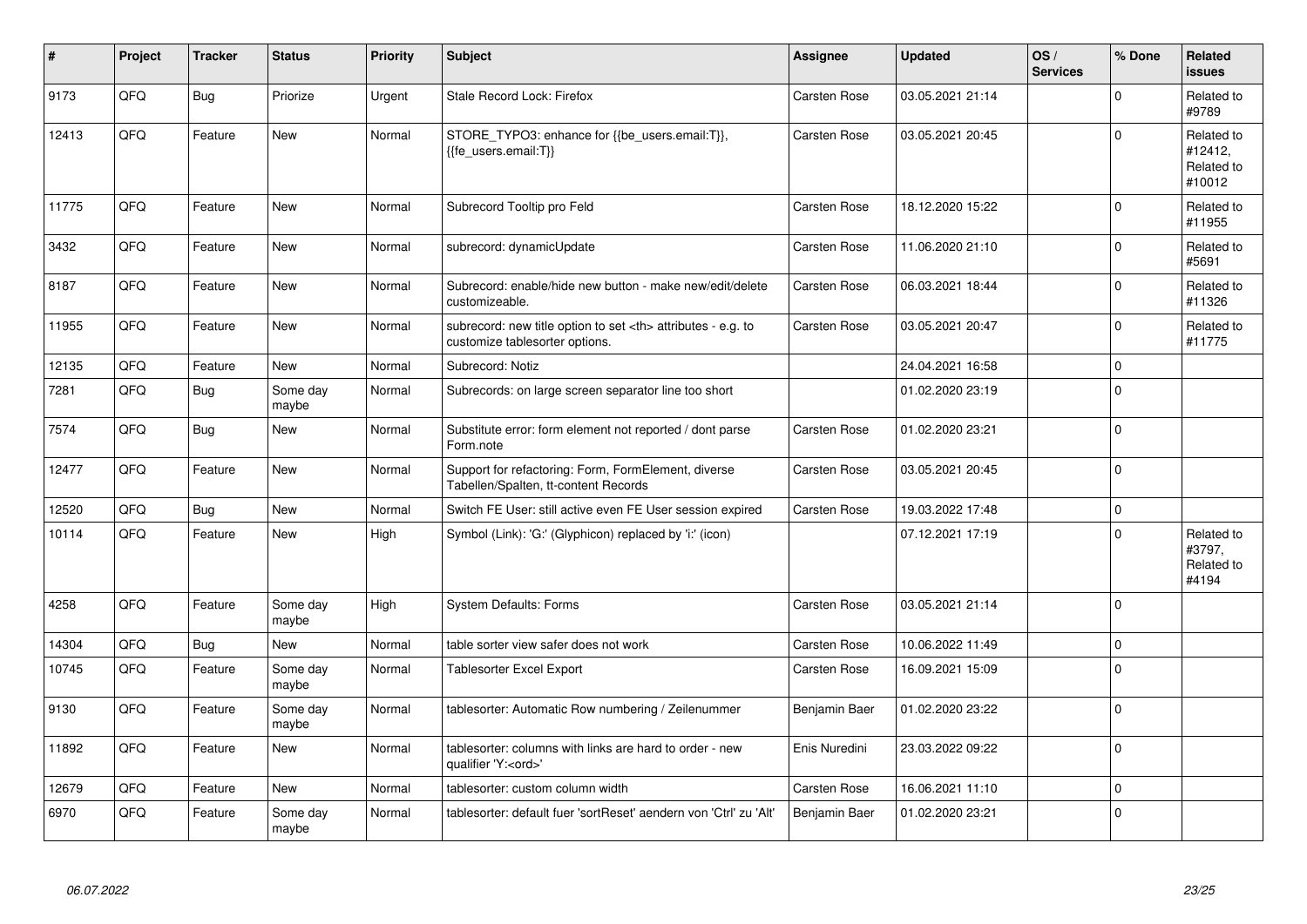| # | Project | Tracker | Status | Priority | Subject | Assignee | Updated | OS / Services | % Done | Related issues |
|---|---|---|---|---|---|---|---|---|---|---|
| 9173 | QFQ | Bug | Priorize | Urgent | Stale Record Lock: Firefox | Carsten Rose | 03.05.2021 21:14 | | 0 | Related to #9789 |
| 12413 | QFQ | Feature | New | Normal | STORE_TYPO3: enhance for {{be_users.email:T}}, {{fe_users.email:T}} | Carsten Rose | 03.05.2021 20:45 | | 0 | Related to #12412, Related to #10012 |
| 11775 | QFQ | Feature | New | Normal | Subrecord Tooltip pro Feld | Carsten Rose | 18.12.2020 15:22 | | 0 | Related to #11955 |
| 3432 | QFQ | Feature | New | Normal | subrecord: dynamicUpdate | Carsten Rose | 11.06.2020 21:10 | | 0 | Related to #5691 |
| 8187 | QFQ | Feature | New | Normal | Subrecord: enable/hide new button - make new/edit/delete customizeable. | Carsten Rose | 06.03.2021 18:44 | | 0 | Related to #11326 |
| 11955 | QFQ | Feature | New | Normal | subrecord: new title option to set <th> attributes - e.g. to customize tablesorter options. | Carsten Rose | 03.05.2021 20:47 | | 0 | Related to #11775 |
| 12135 | QFQ | Feature | New | Normal | Subrecord: Notiz | | 24.04.2021 16:58 | | 0 | |
| 7281 | QFQ | Bug | Some day maybe | Normal | Subrecords: on large screen separator line too short | | 01.02.2020 23:19 | | 0 | |
| 7574 | QFQ | Bug | New | Normal | Substitute error: form element not reported / dont parse Form.note | Carsten Rose | 01.02.2020 23:21 | | 0 | |
| 12477 | QFQ | Feature | New | Normal | Support for refactoring: Form, FormElement, diverse Tabellen/Spalten, tt-content Records | Carsten Rose | 03.05.2021 20:45 | | 0 | |
| 12520 | QFQ | Bug | New | Normal | Switch FE User: still active even FE User session expired | Carsten Rose | 19.03.2022 17:48 | | 0 | |
| 10114 | QFQ | Feature | New | High | Symbol (Link): 'G:' (Glyphicon) replaced by 'i:' (icon) | | 07.12.2021 17:19 | | 0 | Related to #3797, Related to #4194 |
| 4258 | QFQ | Feature | Some day maybe | High | System Defaults: Forms | Carsten Rose | 03.05.2021 21:14 | | 0 | |
| 14304 | QFQ | Bug | New | Normal | table sorter view safer does not work | Carsten Rose | 10.06.2022 11:49 | | 0 | |
| 10745 | QFQ | Feature | Some day maybe | Normal | Tablesorter Excel Export | Carsten Rose | 16.09.2021 15:09 | | 0 | |
| 9130 | QFQ | Feature | Some day maybe | Normal | tablesorter: Automatic Row numbering / Zeilenummer | Benjamin Baer | 01.02.2020 23:22 | | 0 | |
| 11892 | QFQ | Feature | New | Normal | tablesorter: columns with links are hard to order - new qualifier 'Y:<ord>' | Enis Nuredini | 23.03.2022 09:22 | | 0 | |
| 12679 | QFQ | Feature | New | Normal | tablesorter: custom column width | Carsten Rose | 16.06.2021 11:10 | | 0 | |
| 6970 | QFQ | Feature | Some day maybe | Normal | tablesorter: default fuer 'sortReset' aendern von 'Ctrl' zu 'Alt' | Benjamin Baer | 01.02.2020 23:21 | | 0 | |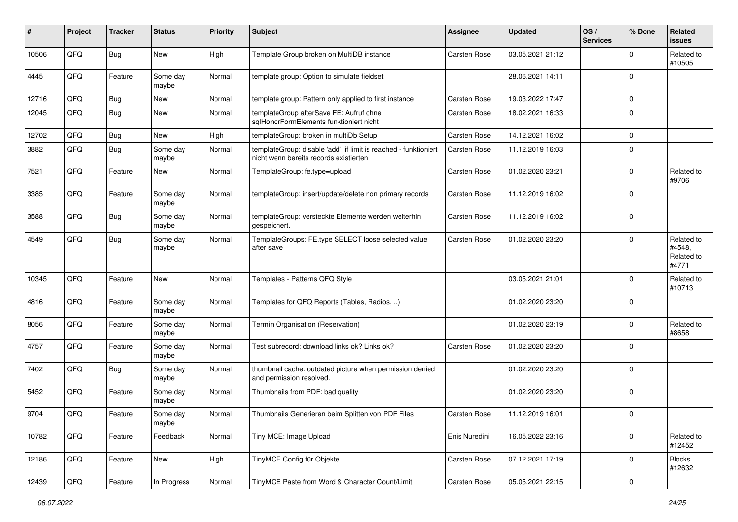| # | Project | Tracker | Status | Priority | Subject | Assignee | Updated | OS / Services | % Done | Related issues |
|---|---|---|---|---|---|---|---|---|---|---|
| 10506 | QFQ | Bug | New | High | Template Group broken on MultiDB instance | Carsten Rose | 03.05.2021 21:12 | | 0 | Related to #10505 |
| 4445 | QFQ | Feature | Some day maybe | Normal | template group: Option to simulate fieldset | | 28.06.2021 14:11 | | 0 | |
| 12716 | QFQ | Bug | New | Normal | template group: Pattern only applied to first instance | Carsten Rose | 19.03.2022 17:47 | | 0 | |
| 12045 | QFQ | Bug | New | Normal | templateGroup afterSave FE: Aufruf ohne sqlHonorFormElements funktioniert nicht | Carsten Rose | 18.02.2021 16:33 | | 0 | |
| 12702 | QFQ | Bug | New | High | templateGroup: broken in multiDb Setup | Carsten Rose | 14.12.2021 16:02 | | 0 | |
| 3882 | QFQ | Bug | Some day maybe | Normal | templateGroup: disable 'add' if limit is reached - funktioniert nicht wenn bereits records existierten | Carsten Rose | 11.12.2019 16:03 | | 0 | |
| 7521 | QFQ | Feature | New | Normal | TemplateGroup: fe.type=upload | Carsten Rose | 01.02.2020 23:21 | | 0 | Related to #9706 |
| 3385 | QFQ | Feature | Some day maybe | Normal | templateGroup: insert/update/delete non primary records | Carsten Rose | 11.12.2019 16:02 | | 0 | |
| 3588 | QFQ | Bug | Some day maybe | Normal | templateGroup: versteckte Elemente werden weiterhin gespeichert. | Carsten Rose | 11.12.2019 16:02 | | 0 | |
| 4549 | QFQ | Bug | Some day maybe | Normal | TemplateGroups: FE.type SELECT loose selected value after save | Carsten Rose | 01.02.2020 23:20 | | 0 | Related to #4548, Related to #4771 |
| 10345 | QFQ | Feature | New | Normal | Templates - Patterns QFQ Style | | 03.05.2021 21:01 | | 0 | Related to #10713 |
| 4816 | QFQ | Feature | Some day maybe | Normal | Templates for QFQ Reports (Tables, Radios, ..) | | 01.02.2020 23:20 | | 0 | |
| 8056 | QFQ | Feature | Some day maybe | Normal | Termin Organisation (Reservation) | | 01.02.2020 23:19 | | 0 | Related to #8658 |
| 4757 | QFQ | Feature | Some day maybe | Normal | Test subrecord: download links ok? Links ok? | Carsten Rose | 01.02.2020 23:20 | | 0 | |
| 7402 | QFQ | Bug | Some day maybe | Normal | thumbnail cache: outdated picture when permission denied and permission resolved. | | 01.02.2020 23:20 | | 0 | |
| 5452 | QFQ | Feature | Some day maybe | Normal | Thumbnails from PDF: bad quality | | 01.02.2020 23:20 | | 0 | |
| 9704 | QFQ | Feature | Some day maybe | Normal | Thumbnails Generieren beim Splitten von PDF Files | Carsten Rose | 11.12.2019 16:01 | | 0 | |
| 10782 | QFQ | Feature | Feedback | Normal | Tiny MCE: Image Upload | Enis Nuredini | 16.05.2022 23:16 | | 0 | Related to #12452 |
| 12186 | QFQ | Feature | New | High | TinyMCE Config für Objekte | Carsten Rose | 07.12.2021 17:19 | | 0 | Blocks #12632 |
| 12439 | QFQ | Feature | In Progress | Normal | TinyMCE Paste from Word & Character Count/Limit | Carsten Rose | 05.05.2021 22:15 | | 0 | |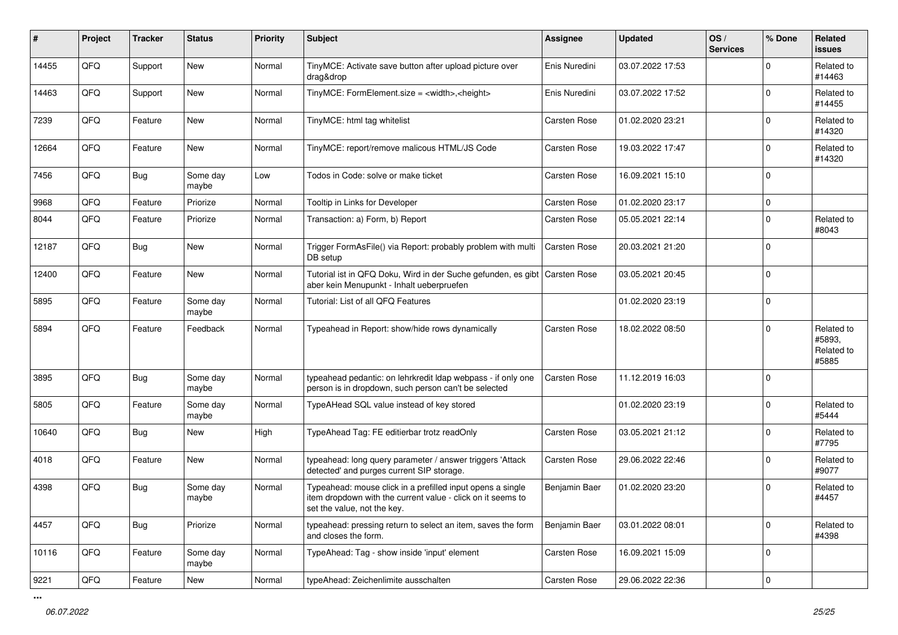| # | Project | Tracker | Status | Priority | Subject | Assignee | Updated | OS / Services | % Done | Related issues |
|---|---|---|---|---|---|---|---|---|---|---|
| 14455 | QFQ | Support | New | Normal | TinyMCE: Activate save button after upload picture over drag&drop | Enis Nuredini | 03.07.2022 17:53 | | 0 | Related to #14463 |
| 14463 | QFQ | Support | New | Normal | TinyMCE: FormElement.size = <width>,<height> | Enis Nuredini | 03.07.2022 17:52 | | 0 | Related to #14455 |
| 7239 | QFQ | Feature | New | Normal | TinyMCE: html tag whitelist | Carsten Rose | 01.02.2020 23:21 | | 0 | Related to #14320 |
| 12664 | QFQ | Feature | New | Normal | TinyMCE: report/remove malicous HTML/JS Code | Carsten Rose | 19.03.2022 17:47 | | 0 | Related to #14320 |
| 7456 | QFQ | Bug | Some day maybe | Low | Todos in Code: solve or make ticket | Carsten Rose | 16.09.2021 15:10 | | 0 | |
| 9968 | QFQ | Feature | Priorize | Normal | Tooltip in Links for Developer | Carsten Rose | 01.02.2020 23:17 | | 0 | |
| 8044 | QFQ | Feature | Priorize | Normal | Transaction: a) Form, b) Report | Carsten Rose | 05.05.2021 22:14 | | 0 | Related to #8043 |
| 12187 | QFQ | Bug | New | Normal | Trigger FormAsFile() via Report: probably problem with multi DB setup | Carsten Rose | 20.03.2021 21:20 | | 0 | |
| 12400 | QFQ | Feature | New | Normal | Tutorial ist in QFQ Doku, Wird in der Suche gefunden, es gibt aber kein Menupunkt - Inhalt ueberpruefen | Carsten Rose | 03.05.2021 20:45 | | 0 | |
| 5895 | QFQ | Feature | Some day maybe | Normal | Tutorial: List of all QFQ Features | | 01.02.2020 23:19 | | 0 | |
| 5894 | QFQ | Feature | Feedback | Normal | Typeahead in Report: show/hide rows dynamically | Carsten Rose | 18.02.2022 08:50 | | 0 | Related to #5893, Related to #5885 |
| 3895 | QFQ | Bug | Some day maybe | Normal | typeahead pedantic: on lehrkredit ldap webpass - if only one person is in dropdown, such person can't be selected | Carsten Rose | 11.12.2019 16:03 | | 0 | |
| 5805 | QFQ | Feature | Some day maybe | Normal | TypeAHead SQL value instead of key stored | | 01.02.2020 23:19 | | 0 | Related to #5444 |
| 10640 | QFQ | Bug | New | High | TypeAhead Tag: FE editierbar trotz readOnly | Carsten Rose | 03.05.2021 21:12 | | 0 | Related to #7795 |
| 4018 | QFQ | Feature | New | Normal | typeahead: long query parameter / answer triggers 'Attack detected' and purges current SIP storage. | Carsten Rose | 29.06.2022 22:46 | | 0 | Related to #9077 |
| 4398 | QFQ | Bug | Some day maybe | Normal | Typeahead: mouse click in a prefilled input opens a single item dropdown with the current value - click on it seems to set the value, not the key. | Benjamin Baer | 01.02.2020 23:20 | | 0 | Related to #4457 |
| 4457 | QFQ | Bug | Priorize | Normal | typeahead: pressing return to select an item, saves the form and closes the form. | Benjamin Baer | 03.01.2022 08:01 | | 0 | Related to #4398 |
| 10116 | QFQ | Feature | Some day maybe | Normal | TypeAhead: Tag - show inside 'input' element | Carsten Rose | 16.09.2021 15:09 | | 0 | |
| 9221 | QFQ | Feature | New | Normal | typeAhead: Zeichenlimite ausschalten | Carsten Rose | 29.06.2022 22:36 | | 0 | |

...